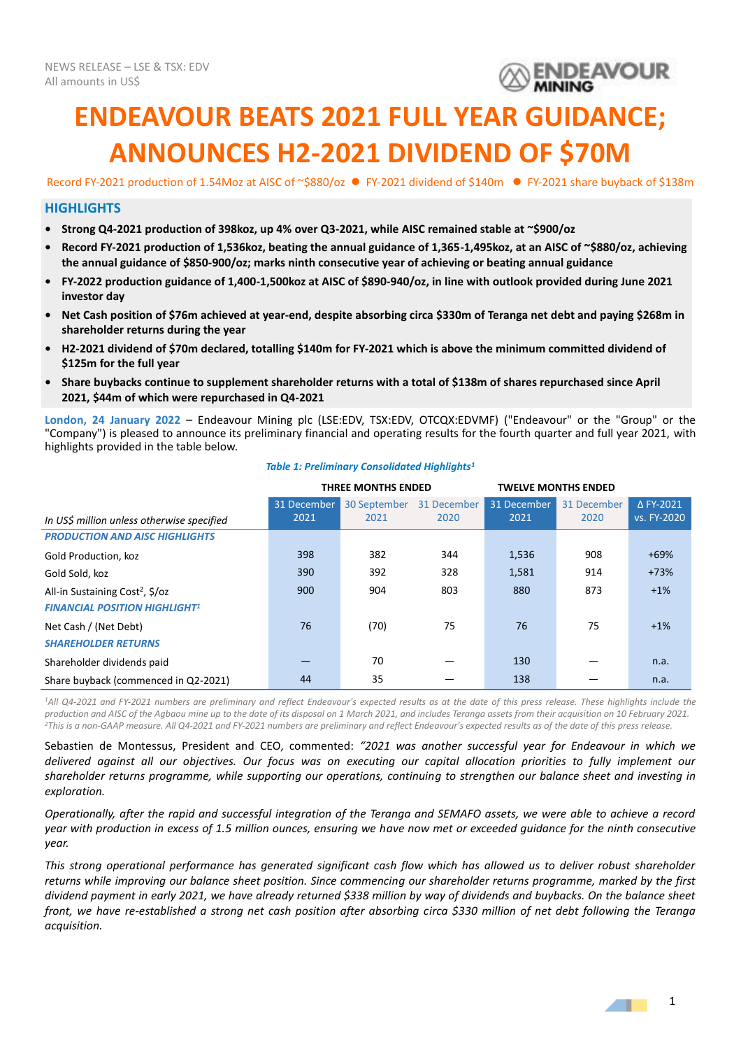NEWS RELEASE – LSE & TSX: EDV
All amounts in US$

# ENDEAVOUR BEATS 2021 FULL YEAR GUIDANCE; ANNOUNCES H2-2021 DIVIDEND OF $70M

Record FY-2021 production of 1.54Moz at AISC of ~$880/oz ● FY-2021 dividend of $140m ● FY-2021 share buyback of $138m

## HIGHLIGHTS

- **Strong Q4-2021 production of 398koz, up 4% over Q3-2021, while AISC remained stable at ~$900/oz**
- **Record FY-2021 production of 1,536koz, beating the annual guidance of 1,365-1,495koz, at an AISC of ~$880/oz, achieving the annual guidance of $850-900/oz; marks ninth consecutive year of achieving or beating annual guidance**
- **FY-2022 production guidance of 1,400-1,500koz at AISC of $890-940/oz, in line with outlook provided during June 2021 investor day**
- **Net Cash position of $76m achieved at year-end, despite absorbing circa $330m of Teranga net debt and paying $268m in shareholder returns during the year**
- **H2-2021 dividend of $70m declared, totalling $140m for FY-2021 which is above the minimum committed dividend of $125m for the full year**
- **Share buybacks continue to supplement shareholder returns with a total of $138m of shares repurchased since April 2021, $44m of which were repurchased in Q4-2021**

**London, 24 January 2022** – Endeavour Mining plc (LSE:EDV, TSX:EDV, OTCQX:EDVMF) ("Endeavour" or the "Group" or the "Company") is pleased to announce its preliminary financial and operating results for the fourth quarter and full year 2021, with highlights provided in the table below.

*Table 1: Preliminary Consolidated Highlights[1]*

| | THREE MONTHS ENDED | | | TWELVE MONTHS ENDED | | |
|---|---|---|---|---|---|---|
| *In US$ million unless otherwise specified* | 31 December 2021 | 30 September 2021 | 31 December 2020 | 31 December 2021 | 31 December 2020 | Δ FY-2021 vs. FY-2020 |
| ***PRODUCTION AND AISC HIGHLIGHTS*** | | | | | | |
| Gold Production, koz | 398 | 382 | 344 | 1,536 | 908 | +69% |
| Gold Sold, koz | 390 | 392 | 328 | 1,581 | 914 | +73% |
| All-in Sustaining Cost[2], $/oz | 900 | 904 | 803 | 880 | 873 | +1% |
| ***FINANCIAL POSITION HIGHLIGHT[1]*** | | | | | | |
| Net Cash / (Net Debt) | 76 | (70) | 75 | 76 | 75 | +1% |
| ***SHAREHOLDER RETURNS*** | | | | | | |
| Shareholder dividends paid | — | 70 | — | 130 | — | n.a. |
| Share buyback (commenced in Q2-2021) | 44 | 35 | — | 138 | — | n.a. |

*[1]All Q4-2021 and FY-2021 numbers are preliminary and reflect Endeavour's expected results as at the date of this press release. These highlights include the production and AISC of the Agbaou mine up to the date of its disposal on 1 March 2021, and includes Teranga assets from their acquisition on 10 February 2021. [2]This is a non-GAAP measure. All Q4-2021 and FY-2021 numbers are preliminary and reflect Endeavour's expected results as of the date of this press release.*

Sebastien de Montessus, President and CEO, commented: *"2021 was another successful year for Endeavour in which we delivered against all our objectives. Our focus was on executing our capital allocation priorities to fully implement our shareholder returns programme, while supporting our operations, continuing to strengthen our balance sheet and investing in exploration.*

*Operationally, after the rapid and successful integration of the Teranga and SEMAFO assets, we were able to achieve a record year with production in excess of 1.5 million ounces, ensuring we have now met or exceeded guidance for the ninth consecutive year.*

*This strong operational performance has generated significant cash flow which has allowed us to deliver robust shareholder returns while improving our balance sheet position. Since commencing our shareholder returns programme, marked by the first dividend payment in early 2021, we have already returned $338 million by way of dividends and buybacks. On the balance sheet front, we have re-established a strong net cash position after absorbing circa $330 million of net debt following the Teranga acquisition.*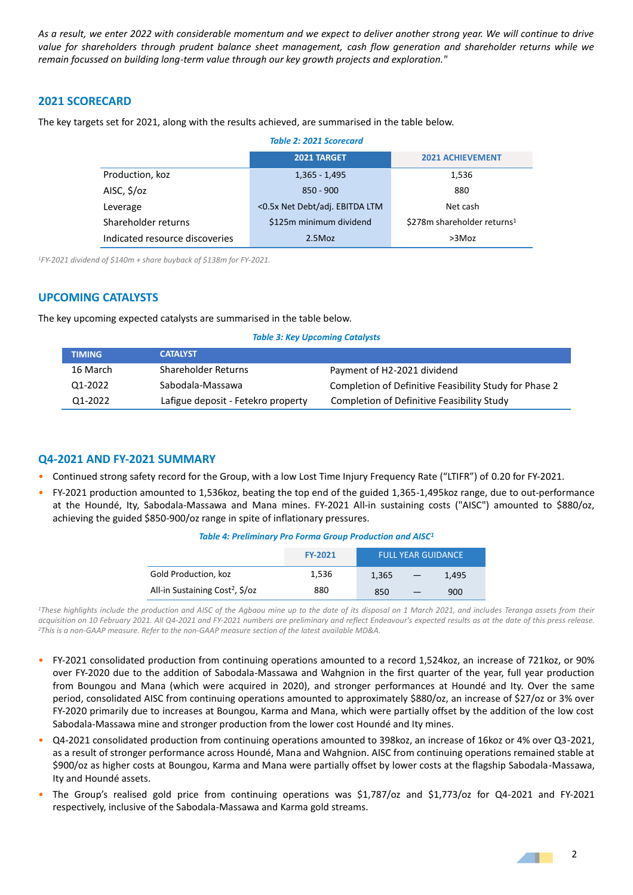*As a result, we enter 2022 with considerable momentum and we expect to deliver another strong year. We will continue to drive value for shareholders through prudent balance sheet management, cash flow generation and shareholder returns while we remain focussed on building long-term value through our key growth projects and exploration."*

## 2021 SCORECARD

The key targets set for 2021, along with the results achieved, are summarised in the table below.

*Table 2: 2021 Scorecard*

| | 2021 TARGET | 2021 ACHIEVEMENT |
|---|---|---|
| Production, koz | 1,365 - 1,495 | 1,536 |
| AISC, $/oz | 850 - 900 | 880 |
| Leverage | <0.5x Net Debt/adj. EBITDA LTM | Net cash |
| Shareholder returns | $125m minimum dividend | $278m shareholder returns[1] |
| Indicated resource discoveries | 2.5Moz | >3Moz |

*[1]FY-2021 dividend of $140m + share buyback of $138m for FY-2021.*

## UPCOMING CATALYSTS

The key upcoming expected catalysts are summarised in the table below.

*Table 3: Key Upcoming Catalysts*

| TIMING | CATALYST | |
|---|---|---|
| 16 March | Shareholder Returns | Payment of H2-2021 dividend |
| Q1-2022 | Sabodala-Massawa | Completion of Definitive Feasibility Study for Phase 2 |
| Q1-2022 | Lafigue deposit - Fetekro property | Completion of Definitive Feasibility Study |

## Q4-2021 AND FY-2021 SUMMARY

- Continued strong safety record for the Group, with a low Lost Time Injury Frequency Rate ("LTIFR") of 0.20 for FY-2021.
- FY-2021 production amounted to 1,536koz, beating the top end of the guided 1,365-1,495koz range, due to out-performance at the Houndé, Ity, Sabodala-Massawa and Mana mines. FY-2021 All-in sustaining costs ("AISC") amounted to $880/oz, achieving the guided $850-900/oz range in spite of inflationary pressures.

*Table 4: Preliminary Pro Forma Group Production and AISC[1]*

| | FY-2021 | FULL YEAR GUIDANCE | | |
|---|---|---|---|---|
| Gold Production, koz | 1,536 | 1,365 | — | 1,495 |
| All-in Sustaining Cost[2], $/oz | 880 | 850 | — | 900 |

*[1]These highlights include the production and AISC of the Agbaou mine up to the date of its disposal on 1 March 2021, and includes Teranga assets from their acquisition on 10 February 2021. All Q4-2021 and FY-2021 numbers are preliminary and reflect Endeavour's expected results as at the date of this press release.*
*[2]This is a non-GAAP measure. Refer to the non-GAAP measure section of the latest available MD&A.*

- FY-2021 consolidated production from continuing operations amounted to a record 1,524koz, an increase of 721koz, or 90% over FY-2020 due to the addition of Sabodala-Massawa and Wahgnion in the first quarter of the year, full year production from Boungou and Mana (which were acquired in 2020), and stronger performances at Houndé and Ity. Over the same period, consolidated AISC from continuing operations amounted to approximately $880/oz, an increase of $27/oz or 3% over FY-2020 primarily due to increases at Boungou, Karma and Mana, which were partially offset by the addition of the low cost Sabodala-Massawa mine and stronger production from the lower cost Houndé and Ity mines.
- Q4-2021 consolidated production from continuing operations amounted to 398koz, an increase of 16koz or 4% over Q3-2021, as a result of stronger performance across Houndé, Mana and Wahgnion. AISC from continuing operations remained stable at $900/oz as higher costs at Boungou, Karma and Mana were partially offset by lower costs at the flagship Sabodala-Massawa, Ity and Houndé assets.
- The Group's realised gold price from continuing operations was $1,787/oz and $1,773/oz for Q4-2021 and FY-2021 respectively, inclusive of the Sabodala-Massawa and Karma gold streams.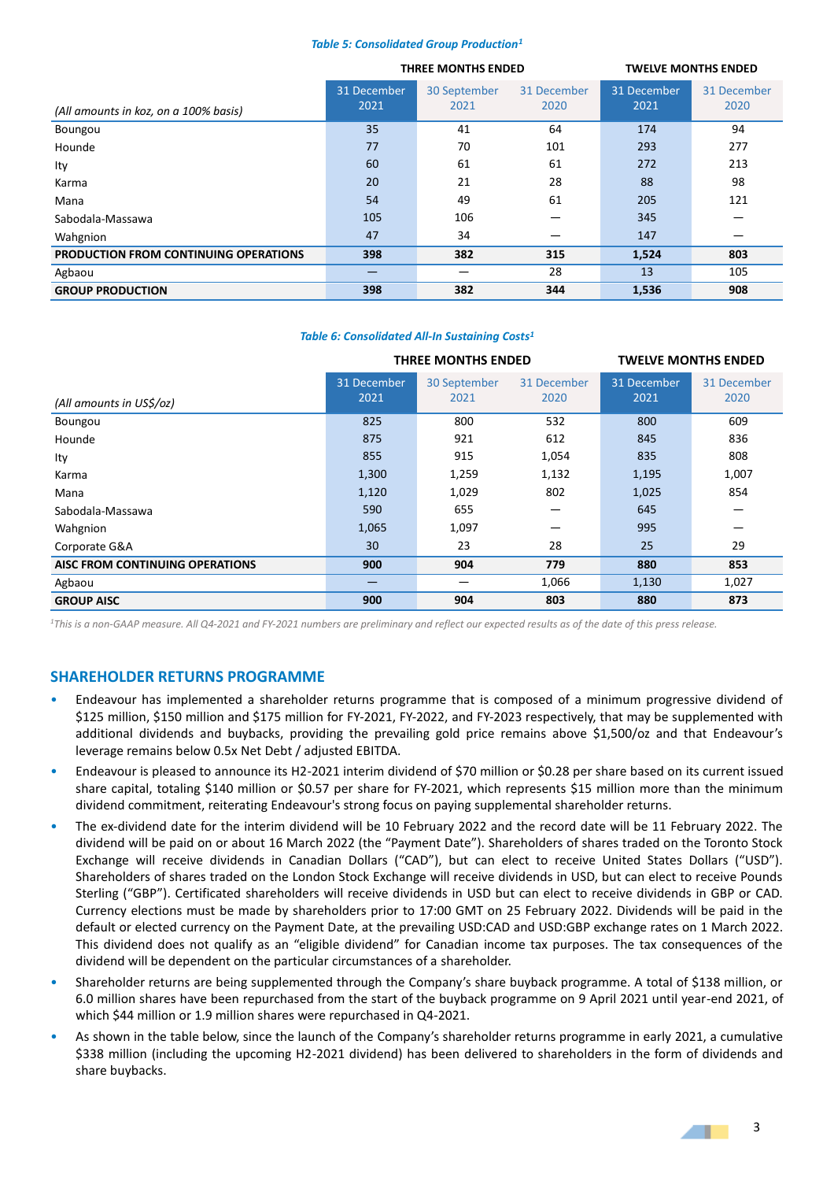*Table 5: Consolidated Group Production[1]*

| (All amounts in koz, on a 100% basis) | THREE MONTHS ENDED | | | TWELVE MONTHS ENDED | |
|---|---|---|---|---|---|
| | 31 December 2021 | 30 September 2021 | 31 December 2020 | 31 December 2021 | 31 December 2020 |
| Boungou | 35 | 41 | 64 | 174 | 94 |
| Hounde | 77 | 70 | 101 | 293 | 277 |
| Ity | 60 | 61 | 61 | 272 | 213 |
| Karma | 20 | 21 | 28 | 88 | 98 |
| Mana | 54 | 49 | 61 | 205 | 121 |
| Sabodala-Massawa | 105 | 106 | — | 345 | — |
| Wahgnion | 47 | 34 | — | 147 | — |
| **PRODUCTION FROM CONTINUING OPERATIONS** | **398** | **382** | **315** | **1,524** | **803** |
| Agbaou | — | — | 28 | 13 | 105 |
| **GROUP PRODUCTION** | **398** | **382** | **344** | **1,536** | **908** |

*Table 6: Consolidated All-In Sustaining Costs[1]*

| (All amounts in US$/oz) | THREE MONTHS ENDED | | | TWELVE MONTHS ENDED | |
|---|---|---|---|---|---|
| | 31 December 2021 | 30 September 2021 | 31 December 2020 | 31 December 2021 | 31 December 2020 |
| Boungou | 825 | 800 | 532 | 800 | 609 |
| Hounde | 875 | 921 | 612 | 845 | 836 |
| Ity | 855 | 915 | 1,054 | 835 | 808 |
| Karma | 1,300 | 1,259 | 1,132 | 1,195 | 1,007 |
| Mana | 1,120 | 1,029 | 802 | 1,025 | 854 |
| Sabodala-Massawa | 590 | 655 | — | 645 | — |
| Wahgnion | 1,065 | 1,097 | — | 995 | — |
| Corporate G&A | 30 | 23 | 28 | 25 | 29 |
| **AISC FROM CONTINUING OPERATIONS** | **900** | **904** | **779** | **880** | **853** |
| Agbaou | — | — | 1,066 | 1,130 | 1,027 |
| **GROUP AISC** | **900** | **904** | **803** | **880** | **873** |

*[1]This is a non-GAAP measure. All Q4-2021 and FY-2021 numbers are preliminary and reflect our expected results as of the date of this press release.*

## SHAREHOLDER RETURNS PROGRAMME

- Endeavour has implemented a shareholder returns programme that is composed of a minimum progressive dividend of $125 million, $150 million and $175 million for FY-2021, FY-2022, and FY-2023 respectively, that may be supplemented with additional dividends and buybacks, providing the prevailing gold price remains above $1,500/oz and that Endeavour's leverage remains below 0.5x Net Debt / adjusted EBITDA.
- Endeavour is pleased to announce its H2-2021 interim dividend of $70 million or $0.28 per share based on its current issued share capital, totaling $140 million or $0.57 per share for FY-2021, which represents $15 million more than the minimum dividend commitment, reiterating Endeavour's strong focus on paying supplemental shareholder returns.
- The ex-dividend date for the interim dividend will be 10 February 2022 and the record date will be 11 February 2022. The dividend will be paid on or about 16 March 2022 (the "Payment Date"). Shareholders of shares traded on the Toronto Stock Exchange will receive dividends in Canadian Dollars ("CAD"), but can elect to receive United States Dollars ("USD"). Shareholders of shares traded on the London Stock Exchange will receive dividends in USD, but can elect to receive Pounds Sterling ("GBP"). Certificated shareholders will receive dividends in USD but can elect to receive dividends in GBP or CAD. Currency elections must be made by shareholders prior to 17:00 GMT on 25 February 2022. Dividends will be paid in the default or elected currency on the Payment Date, at the prevailing USD:CAD and USD:GBP exchange rates on 1 March 2022. This dividend does not qualify as an "eligible dividend" for Canadian income tax purposes. The tax consequences of the dividend will be dependent on the particular circumstances of a shareholder.
- Shareholder returns are being supplemented through the Company's share buyback programme. A total of $138 million, or 6.0 million shares have been repurchased from the start of the buyback programme on 9 April 2021 until year-end 2021, of which $44 million or 1.9 million shares were repurchased in Q4-2021.
- As shown in the table below, since the launch of the Company's shareholder returns programme in early 2021, a cumulative $338 million (including the upcoming H2-2021 dividend) has been delivered to shareholders in the form of dividends and share buybacks.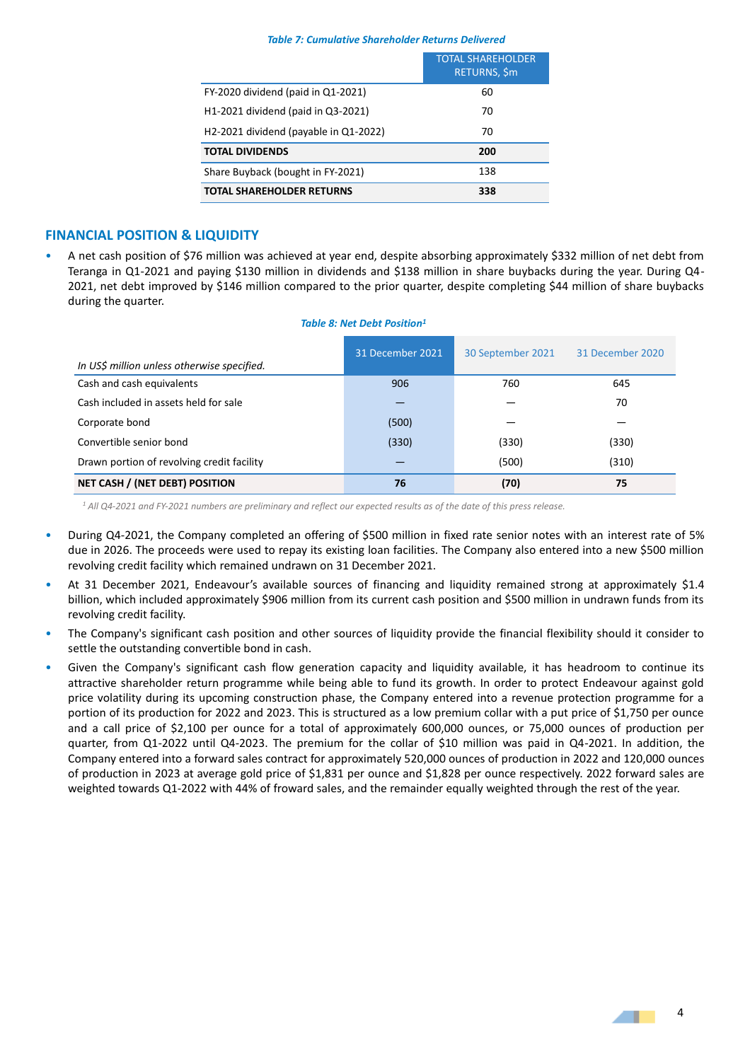*Table 7: Cumulative Shareholder Returns Delivered*

| | TOTAL SHAREHOLDER RETURNS, $m |
|---|---|
| FY-2020 dividend (paid in Q1-2021) | 60 |
| H1-2021 dividend (paid in Q3-2021) | 70 |
| H2-2021 dividend (payable in Q1-2022) | 70 |
| **TOTAL DIVIDENDS** | **200** |
| Share Buyback (bought in FY-2021) | 138 |
| **TOTAL SHAREHOLDER RETURNS** | **338** |

## FINANCIAL POSITION & LIQUIDITY

- A net cash position of $76 million was achieved at year end, despite absorbing approximately $332 million of net debt from Teranga in Q1-2021 and paying $130 million in dividends and $138 million in share buybacks during the year. During Q4-2021, net debt improved by $146 million compared to the prior quarter, despite completing $44 million of share buybacks during the quarter.

*Table 8: Net Debt Position[1]*

| *In US$ million unless otherwise specified.* | 31 December 2021 | 30 September 2021 | 31 December 2020 |
|---|---|---|---|
| Cash and cash equivalents | 906 | 760 | 645 |
| Cash included in assets held for sale | — | — | 70 |
| Corporate bond | (500) | — | — |
| Convertible senior bond | (330) | (330) | (330) |
| Drawn portion of revolving credit facility | — | (500) | (310) |
| **NET CASH / (NET DEBT) POSITION** | **76** | **(70)** | **75** |

*[1] All Q4-2021 and FY-2021 numbers are preliminary and reflect our expected results as of the date of this press release.*

- During Q4-2021, the Company completed an offering of $500 million in fixed rate senior notes with an interest rate of 5% due in 2026. The proceeds were used to repay its existing loan facilities. The Company also entered into a new $500 million revolving credit facility which remained undrawn on 31 December 2021.
- At 31 December 2021, Endeavour's available sources of financing and liquidity remained strong at approximately $1.4 billion, which included approximately $906 million from its current cash position and $500 million in undrawn funds from its revolving credit facility.
- The Company's significant cash position and other sources of liquidity provide the financial flexibility should it consider to settle the outstanding convertible bond in cash.
- Given the Company's significant cash flow generation capacity and liquidity available, it has headroom to continue its attractive shareholder return programme while being able to fund its growth. In order to protect Endeavour against gold price volatility during its upcoming construction phase, the Company entered into a revenue protection programme for a portion of its production for 2022 and 2023. This is structured as a low premium collar with a put price of $1,750 per ounce and a call price of $2,100 per ounce for a total of approximately 600,000 ounces, or 75,000 ounces of production per quarter, from Q1-2022 until Q4-2023. The premium for the collar of $10 million was paid in Q4-2021. In addition, the Company entered into a forward sales contract for approximately 520,000 ounces of production in 2022 and 120,000 ounces of production in 2023 at average gold price of $1,831 per ounce and $1,828 per ounce respectively. 2022 forward sales are weighted towards Q1-2022 with 44% of froward sales, and the remainder equally weighted through the rest of the year.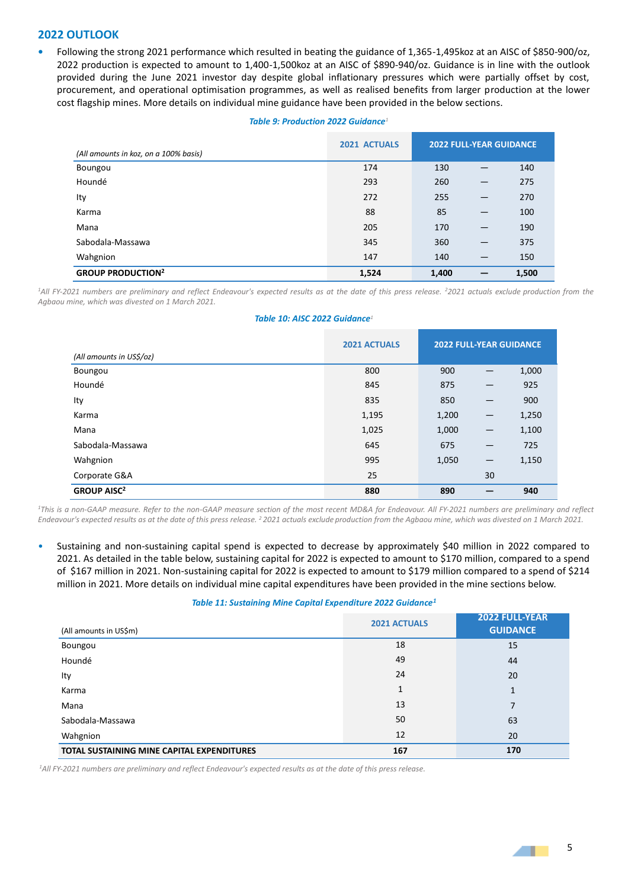## 2022 OUTLOOK

- Following the strong 2021 performance which resulted in beating the guidance of 1,365-1,495koz at an AISC of $850-900/oz, 2022 production is expected to amount to 1,400-1,500koz at an AISC of $890-940/oz. Guidance is in line with the outlook provided during the June 2021 investor day despite global inflationary pressures which were partially offset by cost, procurement, and operational optimisation programmes, as well as realised benefits from larger production at the lower cost flagship mines. More details on individual mine guidance have been provided in the below sections.

***Table 9: Production 2022 Guidance***[1]

| *(All amounts in koz, on a 100% basis)* | 2021 ACTUALS | 2022 FULL-YEAR GUIDANCE | | |
|---|---|---|---|---|
| Boungou | 174 | 130 | — | 140 |
| Houndé | 293 | 260 | — | 275 |
| Ity | 272 | 255 | — | 270 |
| Karma | 88 | 85 | — | 100 |
| Mana | 205 | 170 | — | 190 |
| Sabodala-Massawa | 345 | 360 | — | 375 |
| Wahgnion | 147 | 140 | — | 150 |
| **GROUP PRODUCTION**[2] | **1,524** | **1,400** | **—** | **1,500** |

*[1]All FY-2021 numbers are preliminary and reflect Endeavour's expected results as at the date of this press release. [2]2021 actuals exclude production from the Agbaou mine, which was divested on 1 March 2021.*

***Table 10: AISC 2022 Guidance***[1]

| *(All amounts in US$/oz)* | 2021 ACTUALS | 2022 FULL-YEAR GUIDANCE | | |
|---|---|---|---|---|
| Boungou | 800 | 900 | — | 1,000 |
| Houndé | 845 | 875 | — | 925 |
| Ity | 835 | 850 | — | 900 |
| Karma | 1,195 | 1,200 | — | 1,250 |
| Mana | 1,025 | 1,000 | — | 1,100 |
| Sabodala-Massawa | 645 | 675 | — | 725 |
| Wahgnion | 995 | 1,050 | — | 1,150 |
| Corporate G&A | 25 | | 30 | |
| **GROUP AISC**[2] | **880** | **890** | **—** | **940** |

*[1]This is a non-GAAP measure. Refer to the non-GAAP measure section of the most recent MD&A for Endeavour. All FY-2021 numbers are preliminary and reflect Endeavour's expected results as at the date of this press release. [2] 2021 actuals exclude production from the Agbaou mine, which was divested on 1 March 2021.*

- Sustaining and non-sustaining capital spend is expected to decrease by approximately $40 million in 2022 compared to 2021. As detailed in the table below, sustaining capital for 2022 is expected to amount to $170 million, compared to a spend of $167 million in 2021. Non-sustaining capital for 2022 is expected to amount to $179 million compared to a spend of $214 million in 2021. More details on individual mine capital expenditures have been provided in the mine sections below.

***Table 11: Sustaining Mine Capital Expenditure 2022 Guidance***[1]

| (All amounts in US$m) | 2021 ACTUALS | 2022 FULL-YEAR GUIDANCE |
|---|---|---|
| Boungou | 18 | 15 |
| Houndé | 49 | 44 |
| Ity | 24 | 20 |
| Karma | 1 | 1 |
| Mana | 13 | 7 |
| Sabodala-Massawa | 50 | 63 |
| Wahgnion | 12 | 20 |
| **TOTAL SUSTAINING MINE CAPITAL EXPENDITURES** | **167** | **170** |

*[1]All FY-2021 numbers are preliminary and reflect Endeavour's expected results as at the date of this press release.*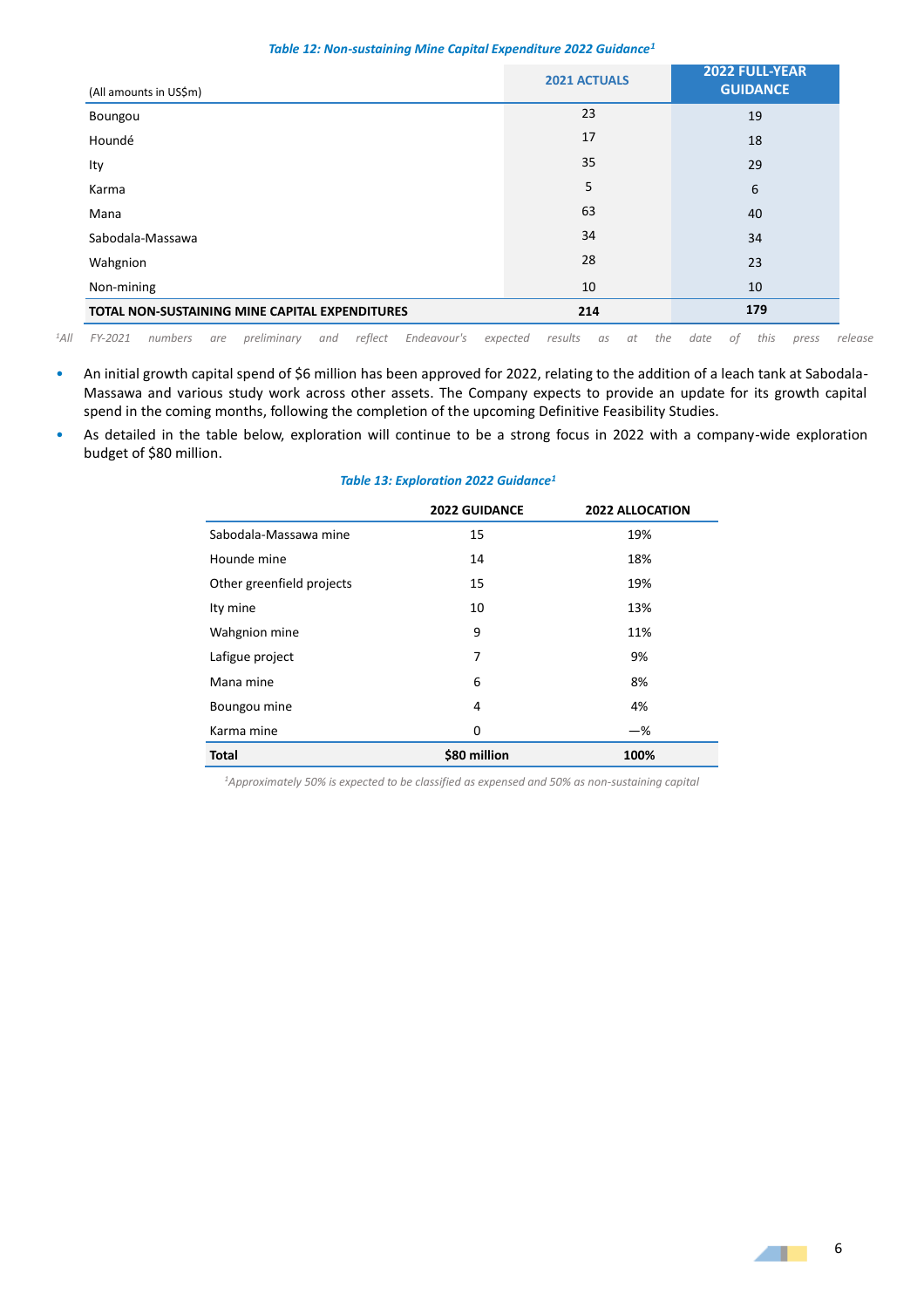*Table 12: Non-sustaining Mine Capital Expenditure 2022 Guidance[1]*

| (All amounts in US$m) | 2021 ACTUALS | 2022 FULL-YEAR GUIDANCE |
|---|---|---|
| Boungou | 23 | 19 |
| Houndé | 17 | 18 |
| Ity | 35 | 29 |
| Karma | 5 | 6 |
| Mana | 63 | 40 |
| Sabodala-Massawa | 34 | 34 |
| Wahgnion | 28 | 23 |
| Non-mining | 10 | 10 |
| **TOTAL NON-SUSTAINING MINE CAPITAL EXPENDITURES** | **214** | **179** |

*[1]All FY-2021 numbers are preliminary and reflect Endeavour's expected results as at the date of this press release*

- An initial growth capital spend of $6 million has been approved for 2022, relating to the addition of a leach tank at Sabodala-Massawa and various study work across other assets. The Company expects to provide an update for its growth capital spend in the coming months, following the completion of the upcoming Definitive Feasibility Studies.
- As detailed in the table below, exploration will continue to be a strong focus in 2022 with a company-wide exploration budget of $80 million.

*Table 13: Exploration 2022 Guidance[1]*

| | 2022 GUIDANCE | 2022 ALLOCATION |
|---|---|---|
| Sabodala-Massawa mine | 15 | 19% |
| Hounde mine | 14 | 18% |
| Other greenfield projects | 15 | 19% |
| Ity mine | 10 | 13% |
| Wahgnion mine | 9 | 11% |
| Lafigue project | 7 | 9% |
| Mana mine | 6 | 8% |
| Boungou mine | 4 | 4% |
| Karma mine | 0 | —% |
| **Total** | **$80 million** | **100%** |

*[1]Approximately 50% is expected to be classified as expensed and 50% as non-sustaining capital*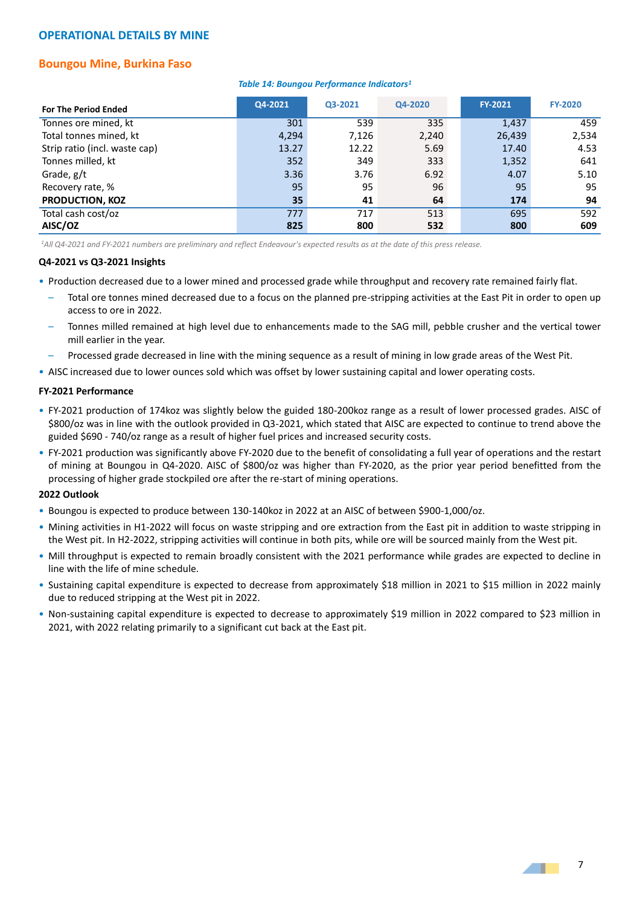## OPERATIONAL DETAILS BY MINE

### Boungou Mine, Burkina Faso

*Table 14: Boungou Performance Indicators[1]*

| For The Period Ended | Q4-2021 | Q3-2021 | Q4-2020 | FY-2021 | FY-2020 |
|---|---|---|---|---|---|
| Tonnes ore mined, kt | 301 | 539 | 335 | 1,437 | 459 |
| Total tonnes mined, kt | 4,294 | 7,126 | 2,240 | 26,439 | 2,534 |
| Strip ratio (incl. waste cap) | 13.27 | 12.22 | 5.69 | 17.40 | 4.53 |
| Tonnes milled, kt | 352 | 349 | 333 | 1,352 | 641 |
| Grade, g/t | 3.36 | 3.76 | 6.92 | 4.07 | 5.10 |
| Recovery rate, % | 95 | 95 | 96 | 95 | 95 |
| **PRODUCTION, KOZ** | **35** | **41** | **64** | **174** | **94** |
| Total cash cost/oz | 777 | 717 | 513 | 695 | 592 |
| **AISC/OZ** | **825** | **800** | **532** | **800** | **609** |

*[1]All Q4-2021 and FY-2021 numbers are preliminary and reflect Endeavour's expected results as at the date of this press release.*

**Q4-2021 vs Q3-2021 Insights**

- Production decreased due to a lower mined and processed grade while throughput and recovery rate remained fairly flat.
  - Total ore tonnes mined decreased due to a focus on the planned pre-stripping activities at the East Pit in order to open up access to ore in 2022.
  - Tonnes milled remained at high level due to enhancements made to the SAG mill, pebble crusher and the vertical tower mill earlier in the year.
  - Processed grade decreased in line with the mining sequence as a result of mining in low grade areas of the West Pit.
- AISC increased due to lower ounces sold which was offset by lower sustaining capital and lower operating costs.

**FY-2021 Performance**

- FY-2021 production of 174koz was slightly below the guided 180-200koz range as a result of lower processed grades. AISC of $800/oz was in line with the outlook provided in Q3-2021, which stated that AISC are expected to continue to trend above the guided $690 - 740/oz range as a result of higher fuel prices and increased security costs.
- FY-2021 production was significantly above FY-2020 due to the benefit of consolidating a full year of operations and the restart of mining at Boungou in Q4-2020. AISC of $800/oz was higher than FY-2020, as the prior year period benefitted from the processing of higher grade stockpiled ore after the re-start of mining operations.

**2022 Outlook**

- Boungou is expected to produce between 130-140koz in 2022 at an AISC of between $900-1,000/oz.
- Mining activities in H1-2022 will focus on waste stripping and ore extraction from the East pit in addition to waste stripping in the West pit. In H2-2022, stripping activities will continue in both pits, while ore will be sourced mainly from the West pit.
- Mill throughput is expected to remain broadly consistent with the 2021 performance while grades are expected to decline in line with the life of mine schedule.
- Sustaining capital expenditure is expected to decrease from approximately $18 million in 2021 to $15 million in 2022 mainly due to reduced stripping at the West pit in 2022.
- Non-sustaining capital expenditure is expected to decrease to approximately $19 million in 2022 compared to $23 million in 2021, with 2022 relating primarily to a significant cut back at the East pit.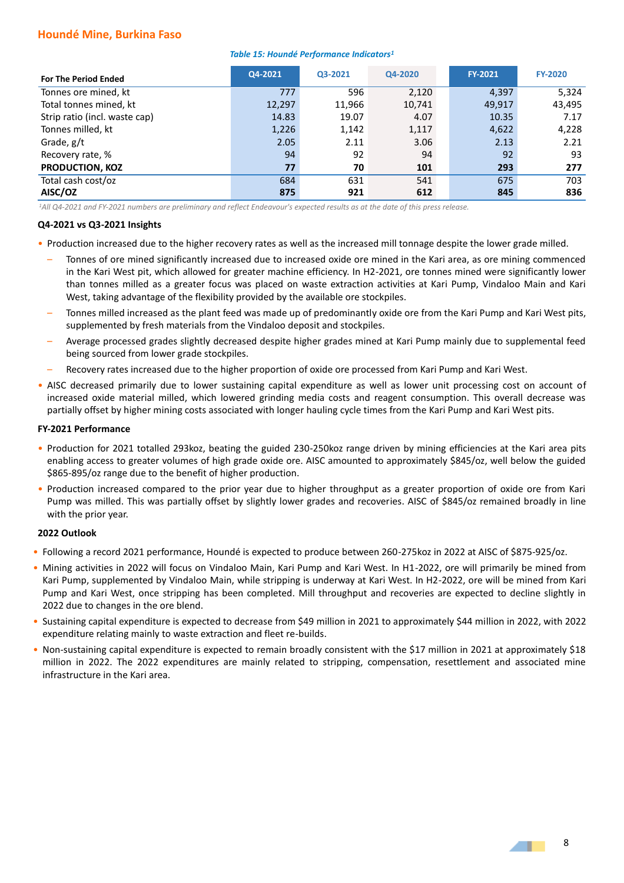## Houndé Mine, Burkina Faso

*Table 15: Houndé Performance Indicators[1]*

| For The Period Ended | Q4-2021 | Q3-2021 | Q4-2020 | FY-2021 | FY-2020 |
|---|---|---|---|---|---|
| Tonnes ore mined, kt | 777 | 596 | 2,120 | 4,397 | 5,324 |
| Total tonnes mined, kt | 12,297 | 11,966 | 10,741 | 49,917 | 43,495 |
| Strip ratio (incl. waste cap) | 14.83 | 19.07 | 4.07 | 10.35 | 7.17 |
| Tonnes milled, kt | 1,226 | 1,142 | 1,117 | 4,622 | 4,228 |
| Grade, g/t | 2.05 | 2.11 | 3.06 | 2.13 | 2.21 |
| Recovery rate, % | 94 | 92 | 94 | 92 | 93 |
| **PRODUCTION, KOZ** | **77** | **70** | **101** | **293** | **277** |
| Total cash cost/oz | 684 | 631 | 541 | 675 | 703 |
| **AISC/OZ** | **875** | **921** | **612** | **845** | **836** |

*[1]All Q4-2021 and FY-2021 numbers are preliminary and reflect Endeavour's expected results as at the date of this press release.*

**Q4-2021 vs Q3-2021 Insights**

- Production increased due to the higher recovery rates as well as the increased mill tonnage despite the lower grade milled.
  - Tonnes of ore mined significantly increased due to increased oxide ore mined in the Kari area, as ore mining commenced in the Kari West pit, which allowed for greater machine efficiency. In H2-2021, ore tonnes mined were significantly lower than tonnes milled as a greater focus was placed on waste extraction activities at Kari Pump, Vindaloo Main and Kari West, taking advantage of the flexibility provided by the available ore stockpiles.
  - Tonnes milled increased as the plant feed was made up of predominantly oxide ore from the Kari Pump and Kari West pits, supplemented by fresh materials from the Vindaloo deposit and stockpiles.
  - Average processed grades slightly decreased despite higher grades mined at Kari Pump mainly due to supplemental feed being sourced from lower grade stockpiles.
  - Recovery rates increased due to the higher proportion of oxide ore processed from Kari Pump and Kari West.
- AISC decreased primarily due to lower sustaining capital expenditure as well as lower unit processing cost on account of increased oxide material milled, which lowered grinding media costs and reagent consumption. This overall decrease was partially offset by higher mining costs associated with longer hauling cycle times from the Kari Pump and Kari West pits.

**FY-2021 Performance**

- Production for 2021 totalled 293koz, beating the guided 230-250koz range driven by mining efficiencies at the Kari area pits enabling access to greater volumes of high grade oxide ore. AISC amounted to approximately $845/oz, well below the guided $865-895/oz range due to the benefit of higher production.
- Production increased compared to the prior year due to higher throughput as a greater proportion of oxide ore from Kari Pump was milled. This was partially offset by slightly lower grades and recoveries. AISC of $845/oz remained broadly in line with the prior year.

**2022 Outlook**

- Following a record 2021 performance, Houndé is expected to produce between 260-275koz in 2022 at AISC of $875-925/oz.
- Mining activities in 2022 will focus on Vindaloo Main, Kari Pump and Kari West. In H1-2022, ore will primarily be mined from Kari Pump, supplemented by Vindaloo Main, while stripping is underway at Kari West. In H2-2022, ore will be mined from Kari Pump and Kari West, once stripping has been completed. Mill throughput and recoveries are expected to decline slightly in 2022 due to changes in the ore blend.
- Sustaining capital expenditure is expected to decrease from $49 million in 2021 to approximately $44 million in 2022, with 2022 expenditure relating mainly to waste extraction and fleet re-builds.
- Non-sustaining capital expenditure is expected to remain broadly consistent with the $17 million in 2021 at approximately $18 million in 2022. The 2022 expenditures are mainly related to stripping, compensation, resettlement and associated mine infrastructure in the Kari area.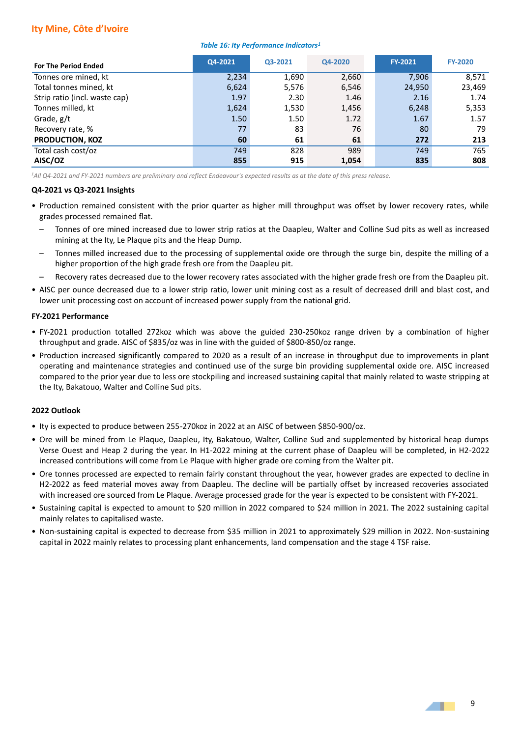## Ity Mine, Côte d'Ivoire

*Table 16: Ity Performance Indicators[1]*

| For The Period Ended | Q4-2021 | Q3-2021 | Q4-2020 | FY-2021 | FY-2020 |
|---|---|---|---|---|---|
| Tonnes ore mined, kt | 2,234 | 1,690 | 2,660 | 7,906 | 8,571 |
| Total tonnes mined, kt | 6,624 | 5,576 | 6,546 | 24,950 | 23,469 |
| Strip ratio (incl. waste cap) | 1.97 | 2.30 | 1.46 | 2.16 | 1.74 |
| Tonnes milled, kt | 1,624 | 1,530 | 1,456 | 6,248 | 5,353 |
| Grade, g/t | 1.50 | 1.50 | 1.72 | 1.67 | 1.57 |
| Recovery rate, % | 77 | 83 | 76 | 80 | 79 |
| **PRODUCTION, KOZ** | **60** | **61** | **61** | **272** | **213** |
| Total cash cost/oz | 749 | 828 | 989 | 749 | 765 |
| **AISC/OZ** | **855** | **915** | **1,054** | **835** | **808** |

*[1]All Q4-2021 and FY-2021 numbers are preliminary and reflect Endeavour's expected results as at the date of this press release.*

**Q4-2021 vs Q3-2021 Insights**

- Production remained consistent with the prior quarter as higher mill throughput was offset by lower recovery rates, while grades processed remained flat.
  - Tonnes of ore mined increased due to lower strip ratios at the Daapleu, Walter and Colline Sud pits as well as increased mining at the Ity, Le Plaque pits and the Heap Dump.
  - Tonnes milled increased due to the processing of supplemental oxide ore through the surge bin, despite the milling of a higher proportion of the high grade fresh ore from the Daapleu pit.
  - Recovery rates decreased due to the lower recovery rates associated with the higher grade fresh ore from the Daapleu pit.
- AISC per ounce decreased due to a lower strip ratio, lower unit mining cost as a result of decreased drill and blast cost, and lower unit processing cost on account of increased power supply from the national grid.

**FY-2021 Performance**

- FY-2021 production totalled 272koz which was above the guided 230-250koz range driven by a combination of higher throughput and grade. AISC of $835/oz was in line with the guided of $800-850/oz range.
- Production increased significantly compared to 2020 as a result of an increase in throughput due to improvements in plant operating and maintenance strategies and continued use of the surge bin providing supplemental oxide ore. AISC increased compared to the prior year due to less ore stockpiling and increased sustaining capital that mainly related to waste stripping at the Ity, Bakatouo, Walter and Colline Sud pits.

**2022 Outlook**

- Ity is expected to produce between 255-270koz in 2022 at an AISC of between $850-900/oz.
- Ore will be mined from Le Plaque, Daapleu, Ity, Bakatouo, Walter, Colline Sud and supplemented by historical heap dumps Verse Ouest and Heap 2 during the year. In H1-2022 mining at the current phase of Daapleu will be completed, in H2-2022 increased contributions will come from Le Plaque with higher grade ore coming from the Walter pit.
- Ore tonnes processed are expected to remain fairly constant throughout the year, however grades are expected to decline in H2-2022 as feed material moves away from Daapleu. The decline will be partially offset by increased recoveries associated with increased ore sourced from Le Plaque. Average processed grade for the year is expected to be consistent with FY-2021.
- Sustaining capital is expected to amount to $20 million in 2022 compared to $24 million in 2021. The 2022 sustaining capital mainly relates to capitalised waste.
- Non-sustaining capital is expected to decrease from $35 million in 2021 to approximately $29 million in 2022. Non-sustaining capital in 2022 mainly relates to processing plant enhancements, land compensation and the stage 4 TSF raise.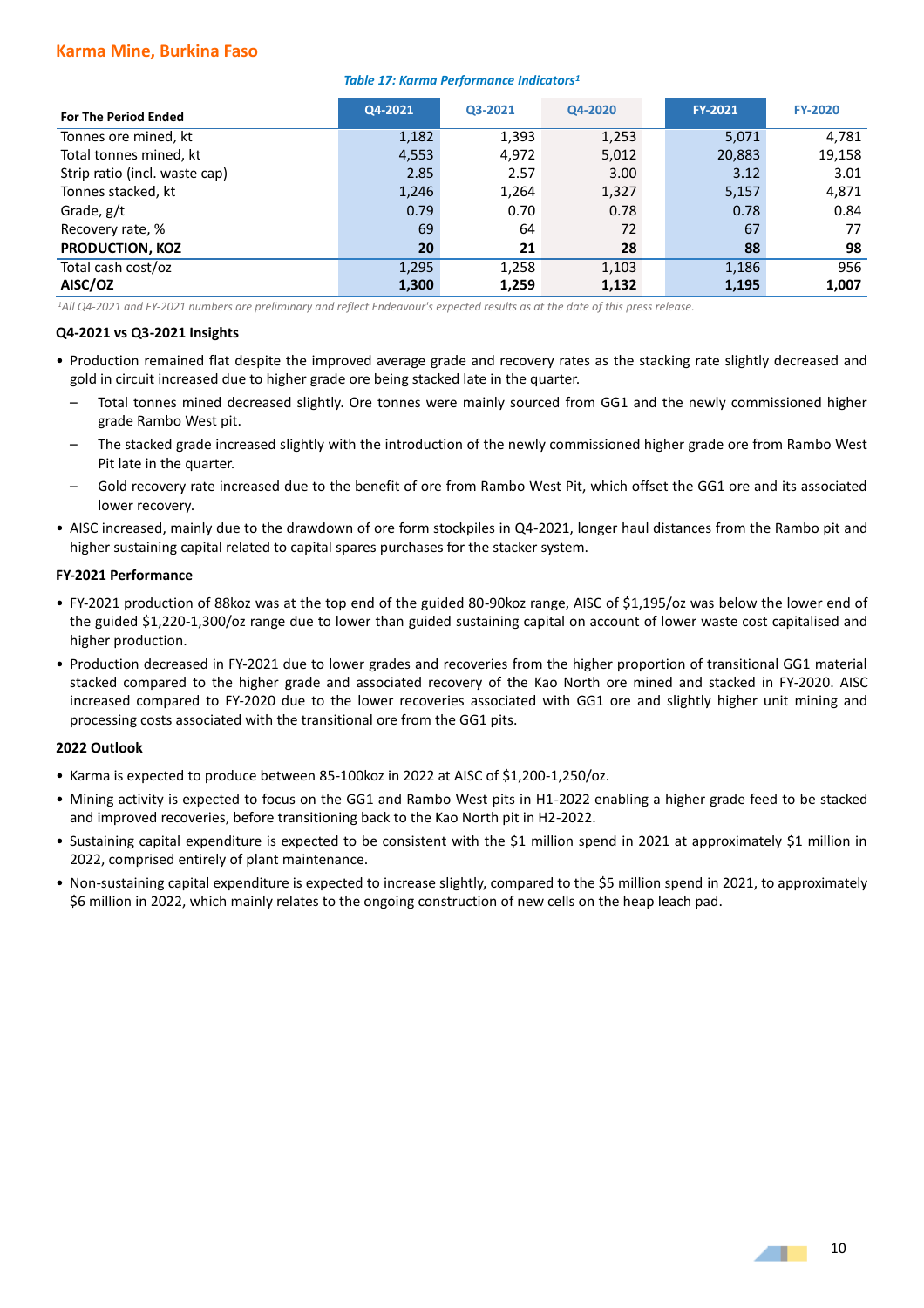## Karma Mine, Burkina Faso

*Table 17: Karma Performance Indicators[1]*

| For The Period Ended | Q4-2021 | Q3-2021 | Q4-2020 | FY-2021 | FY-2020 |
|---|---|---|---|---|---|
| Tonnes ore mined, kt | 1,182 | 1,393 | 1,253 | 5,071 | 4,781 |
| Total tonnes mined, kt | 4,553 | 4,972 | 5,012 | 20,883 | 19,158 |
| Strip ratio (incl. waste cap) | 2.85 | 2.57 | 3.00 | 3.12 | 3.01 |
| Tonnes stacked, kt | 1,246 | 1,264 | 1,327 | 5,157 | 4,871 |
| Grade, g/t | 0.79 | 0.70 | 0.78 | 0.78 | 0.84 |
| Recovery rate, % | 69 | 64 | 72 | 67 | 77 |
| **PRODUCTION, KOZ** | **20** | **21** | **28** | **88** | **98** |
| Total cash cost/oz | 1,295 | 1,258 | 1,103 | 1,186 | 956 |
| **AISC/OZ** | **1,300** | **1,259** | **1,132** | **1,195** | **1,007** |

*[1]All Q4-2021 and FY-2021 numbers are preliminary and reflect Endeavour's expected results as at the date of this press release.*

**Q4-2021 vs Q3-2021 Insights**

- Production remained flat despite the improved average grade and recovery rates as the stacking rate slightly decreased and gold in circuit increased due to higher grade ore being stacked late in the quarter.
  - Total tonnes mined decreased slightly. Ore tonnes were mainly sourced from GG1 and the newly commissioned higher grade Rambo West pit.
  - The stacked grade increased slightly with the introduction of the newly commissioned higher grade ore from Rambo West Pit late in the quarter.
  - Gold recovery rate increased due to the benefit of ore from Rambo West Pit, which offset the GG1 ore and its associated lower recovery.
- AISC increased, mainly due to the drawdown of ore form stockpiles in Q4-2021, longer haul distances from the Rambo pit and higher sustaining capital related to capital spares purchases for the stacker system.

**FY-2021 Performance**

- FY-2021 production of 88koz was at the top end of the guided 80-90koz range, AISC of $1,195/oz was below the lower end of the guided $1,220-1,300/oz range due to lower than guided sustaining capital on account of lower waste cost capitalised and higher production.
- Production decreased in FY-2021 due to lower grades and recoveries from the higher proportion of transitional GG1 material stacked compared to the higher grade and associated recovery of the Kao North ore mined and stacked in FY-2020. AISC increased compared to FY-2020 due to the lower recoveries associated with GG1 ore and slightly higher unit mining and processing costs associated with the transitional ore from the GG1 pits.

**2022 Outlook**

- Karma is expected to produce between 85-100koz in 2022 at AISC of $1,200-1,250/oz.
- Mining activity is expected to focus on the GG1 and Rambo West pits in H1-2022 enabling a higher grade feed to be stacked and improved recoveries, before transitioning back to the Kao North pit in H2-2022.
- Sustaining capital expenditure is expected to be consistent with the $1 million spend in 2021 at approximately $1 million in 2022, comprised entirely of plant maintenance.
- Non-sustaining capital expenditure is expected to increase slightly, compared to the $5 million spend in 2021, to approximately $6 million in 2022, which mainly relates to the ongoing construction of new cells on the heap leach pad.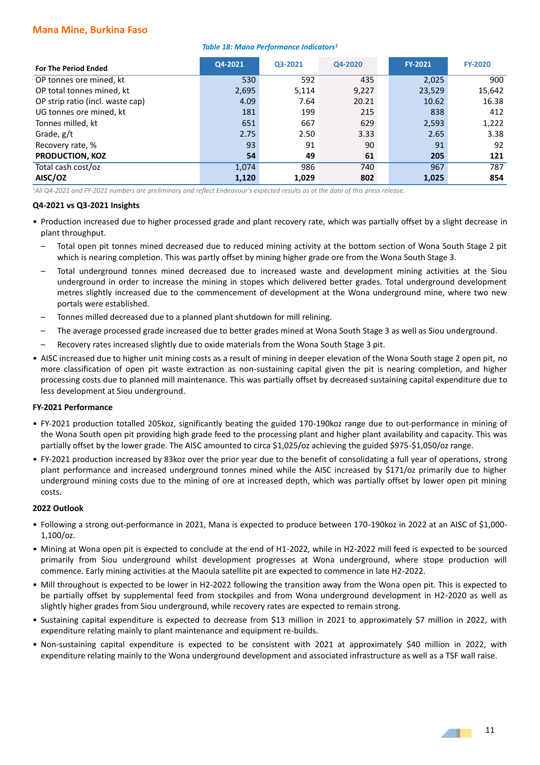## Mana Mine, Burkina Faso

*Table 18: Mana Performance Indicators[1]*

| For The Period Ended | Q4-2021 | Q3-2021 | Q4-2020 | FY-2021 | FY-2020 |
|---|---|---|---|---|---|
| OP tonnes ore mined, kt | 530 | 592 | 435 | 2,025 | 900 |
| OP total tonnes mined, kt | 2,695 | 5,114 | 9,227 | 23,529 | 15,642 |
| OP strip ratio (incl. waste cap) | 4.09 | 7.64 | 20.21 | 10.62 | 16.38 |
| UG tonnes ore mined, kt | 181 | 199 | 215 | 838 | 412 |
| Tonnes milled, kt | 651 | 667 | 629 | 2,593 | 1,222 |
| Grade, g/t | 2.75 | 2.50 | 3.33 | 2.65 | 3.38 |
| Recovery rate, % | 93 | 91 | 90 | 91 | 92 |
| **PRODUCTION, KOZ** | **54** | **49** | **61** | **205** | **121** |
| Total cash cost/oz | 1,074 | 986 | 740 | 967 | 787 |
| **AISC/OZ** | **1,120** | **1,029** | **802** | **1,025** | **854** |

*[1]All Q4-2021 and FY-2021 numbers are preliminary and reflect Endeavour's expected results as at the date of this press release.*

**Q4-2021 vs Q3-2021 Insights**

- Production increased due to higher processed grade and plant recovery rate, which was partially offset by a slight decrease in plant throughput.
  - Total open pit tonnes mined decreased due to reduced mining activity at the bottom section of Wona South Stage 2 pit which is nearing completion. This was partly offset by mining higher grade ore from the Wona South Stage 3.
  - Total underground tonnes mined decreased due to increased waste and development mining activities at the Siou underground in order to increase the mining in stopes which delivered better grades. Total underground development metres slightly increased due to the commencement of development at the Wona underground mine, where two new portals were established.
  - Tonnes milled decreased due to a planned plant shutdown for mill relining.
  - The average processed grade increased due to better grades mined at Wona South Stage 3 as well as Siou underground.
  - Recovery rates increased slightly due to oxide materials from the Wona South Stage 3 pit.
- AISC increased due to higher unit mining costs as a result of mining in deeper elevation of the Wona South stage 2 open pit, no more classification of open pit waste extraction as non-sustaining capital given the pit is nearing completion, and higher processing costs due to planned mill maintenance. This was partially offset by decreased sustaining capital expenditure due to less development at Siou underground.

**FY-2021 Performance**

- FY-2021 production totalled 205koz, significantly beating the guided 170-190koz range due to out-performance in mining of the Wona South open pit providing high grade feed to the processing plant and higher plant availability and capacity. This was partially offset by the lower grade. The AISC amounted to circa $1,025/oz achieving the guided $975-$1,050/oz range.
- FY-2021 production increased by 83koz over the prior year due to the benefit of consolidating a full year of operations, strong plant performance and increased underground tonnes mined while the AISC increased by $171/oz primarily due to higher underground mining costs due to the mining of ore at increased depth, which was partially offset by lower open pit mining costs.

**2022 Outlook**

- Following a strong out-performance in 2021, Mana is expected to produce between 170-190koz in 2022 at an AISC of $1,000-1,100/oz.
- Mining at Wona open pit is expected to conclude at the end of H1-2022, while in H2-2022 mill feed is expected to be sourced primarily from Siou underground whilst development progresses at Wona underground, where stope production will commence. Early mining activities at the Maoula satellite pit are expected to commence in late H2-2022.
- Mill throughout is expected to be lower in H2-2022 following the transition away from the Wona open pit. This is expected to be partially offset by supplemental feed from stockpiles and from Wona underground development in H2-2020 as well as slightly higher grades from Siou underground, while recovery rates are expected to remain strong.
- Sustaining capital expenditure is expected to decrease from $13 million in 2021 to approximately $7 million in 2022, with expenditure relating mainly to plant maintenance and equipment re-builds.
- Non-sustaining capital expenditure is expected to be consistent with 2021 at approximately $40 million in 2022, with expenditure relating mainly to the Wona underground development and associated infrastructure as well as a TSF wall raise.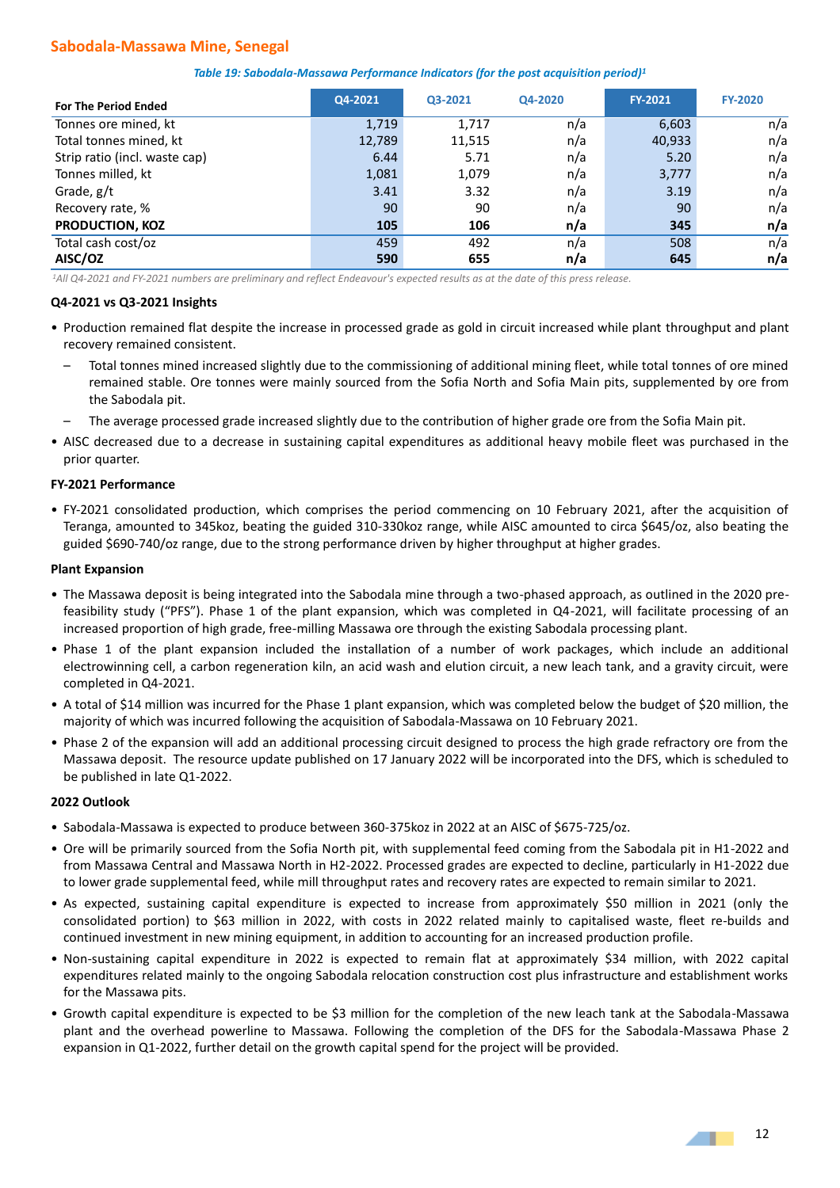## Sabodala-Massawa Mine, Senegal

*Table 19: Sabodala-Massawa Performance Indicators (for the post acquisition period)[1]*

| For The Period Ended | Q4-2021 | Q3-2021 | Q4-2020 | FY-2021 | FY-2020 |
|---|---|---|---|---|---|
| Tonnes ore mined, kt | 1,719 | 1,717 | n/a | 6,603 | n/a |
| Total tonnes mined, kt | 12,789 | 11,515 | n/a | 40,933 | n/a |
| Strip ratio (incl. waste cap) | 6.44 | 5.71 | n/a | 5.20 | n/a |
| Tonnes milled, kt | 1,081 | 1,079 | n/a | 3,777 | n/a |
| Grade, g/t | 3.41 | 3.32 | n/a | 3.19 | n/a |
| Recovery rate, % | 90 | 90 | n/a | 90 | n/a |
| **PRODUCTION, KOZ** | **105** | **106** | **n/a** | **345** | **n/a** |
| Total cash cost/oz | 459 | 492 | n/a | 508 | n/a |
| **AISC/OZ** | **590** | **655** | **n/a** | **645** | **n/a** |

*[1]All Q4-2021 and FY-2021 numbers are preliminary and reflect Endeavour's expected results as at the date of this press release.*

**Q4-2021 vs Q3-2021 Insights**

- Production remained flat despite the increase in processed grade as gold in circuit increased while plant throughput and plant recovery remained consistent.
  - Total tonnes mined increased slightly due to the commissioning of additional mining fleet, while total tonnes of ore mined remained stable. Ore tonnes were mainly sourced from the Sofia North and Sofia Main pits, supplemented by ore from the Sabodala pit.
  - The average processed grade increased slightly due to the contribution of higher grade ore from the Sofia Main pit.
- AISC decreased due to a decrease in sustaining capital expenditures as additional heavy mobile fleet was purchased in the prior quarter.

**FY-2021 Performance**

- FY-2021 consolidated production, which comprises the period commencing on 10 February 2021, after the acquisition of Teranga, amounted to 345koz, beating the guided 310-330koz range, while AISC amounted to circa $645/oz, also beating the guided $690-740/oz range, due to the strong performance driven by higher throughput at higher grades.

**Plant Expansion**

- The Massawa deposit is being integrated into the Sabodala mine through a two-phased approach, as outlined in the 2020 pre-feasibility study ("PFS"). Phase 1 of the plant expansion, which was completed in Q4-2021, will facilitate processing of an increased proportion of high grade, free-milling Massawa ore through the existing Sabodala processing plant.
- Phase 1 of the plant expansion included the installation of a number of work packages, which include an additional electrowinning cell, a carbon regeneration kiln, an acid wash and elution circuit, a new leach tank, and a gravity circuit, were completed in Q4-2021.
- A total of $14 million was incurred for the Phase 1 plant expansion, which was completed below the budget of $20 million, the majority of which was incurred following the acquisition of Sabodala-Massawa on 10 February 2021.
- Phase 2 of the expansion will add an additional processing circuit designed to process the high grade refractory ore from the Massawa deposit. The resource update published on 17 January 2022 will be incorporated into the DFS, which is scheduled to be published in late Q1-2022.

**2022 Outlook**

- Sabodala-Massawa is expected to produce between 360-375koz in 2022 at an AISC of $675-725/oz.
- Ore will be primarily sourced from the Sofia North pit, with supplemental feed coming from the Sabodala pit in H1-2022 and from Massawa Central and Massawa North in H2-2022. Processed grades are expected to decline, particularly in H1-2022 due to lower grade supplemental feed, while mill throughput rates and recovery rates are expected to remain similar to 2021.
- As expected, sustaining capital expenditure is expected to increase from approximately $50 million in 2021 (only the consolidated portion) to $63 million in 2022, with costs in 2022 related mainly to capitalised waste, fleet re-builds and continued investment in new mining equipment, in addition to accounting for an increased production profile.
- Non-sustaining capital expenditure in 2022 is expected to remain flat at approximately $34 million, with 2022 capital expenditures related mainly to the ongoing Sabodala relocation construction cost plus infrastructure and establishment works for the Massawa pits.
- Growth capital expenditure is expected to be $3 million for the completion of the new leach tank at the Sabodala-Massawa plant and the overhead powerline to Massawa. Following the completion of the DFS for the Sabodala-Massawa Phase 2 expansion in Q1-2022, further detail on the growth capital spend for the project will be provided.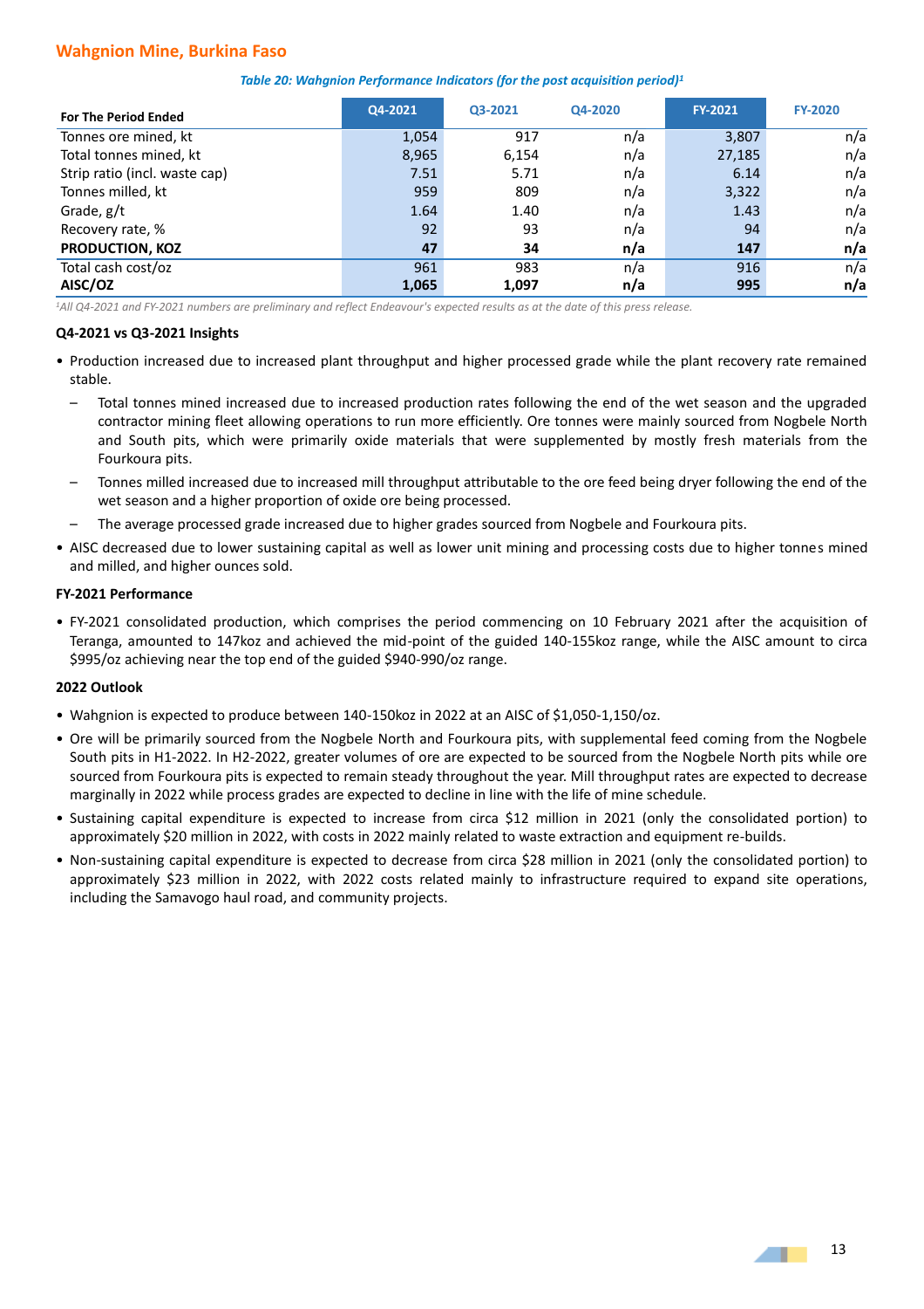## Wahgnion Mine, Burkina Faso

*Table 20: Wahgnion Performance Indicators (for the post acquisition period)[1]*

| For The Period Ended | Q4-2021 | Q3-2021 | Q4-2020 | FY-2021 | FY-2020 |
|---|---|---|---|---|---|
| Tonnes ore mined, kt | 1,054 | 917 | n/a | 3,807 | n/a |
| Total tonnes mined, kt | 8,965 | 6,154 | n/a | 27,185 | n/a |
| Strip ratio (incl. waste cap) | 7.51 | 5.71 | n/a | 6.14 | n/a |
| Tonnes milled, kt | 959 | 809 | n/a | 3,322 | n/a |
| Grade, g/t | 1.64 | 1.40 | n/a | 1.43 | n/a |
| Recovery rate, % | 92 | 93 | n/a | 94 | n/a |
| **PRODUCTION, KOZ** | **47** | **34** | **n/a** | **147** | **n/a** |
| Total cash cost/oz | 961 | 983 | n/a | 916 | n/a |
| **AISC/OZ** | **1,065** | **1,097** | **n/a** | **995** | **n/a** |

*[1]All Q4-2021 and FY-2021 numbers are preliminary and reflect Endeavour's expected results as at the date of this press release.*

**Q4-2021 vs Q3-2021 Insights**

- Production increased due to increased plant throughput and higher processed grade while the plant recovery rate remained stable.
  - Total tonnes mined increased due to increased production rates following the end of the wet season and the upgraded contractor mining fleet allowing operations to run more efficiently. Ore tonnes were mainly sourced from Nogbele North and South pits, which were primarily oxide materials that were supplemented by mostly fresh materials from the Fourkoura pits.
  - Tonnes milled increased due to increased mill throughput attributable to the ore feed being dryer following the end of the wet season and a higher proportion of oxide ore being processed.
  - The average processed grade increased due to higher grades sourced from Nogbele and Fourkoura pits.
- AISC decreased due to lower sustaining capital as well as lower unit mining and processing costs due to higher tonnes mined and milled, and higher ounces sold.

**FY-2021 Performance**

- FY-2021 consolidated production, which comprises the period commencing on 10 February 2021 after the acquisition of Teranga, amounted to 147koz and achieved the mid-point of the guided 140-155koz range, while the AISC amount to circa $995/oz achieving near the top end of the guided $940-990/oz range.

**2022 Outlook**

- Wahgnion is expected to produce between 140-150koz in 2022 at an AISC of $1,050-1,150/oz.
- Ore will be primarily sourced from the Nogbele North and Fourkoura pits, with supplemental feed coming from the Nogbele South pits in H1-2022. In H2-2022, greater volumes of ore are expected to be sourced from the Nogbele North pits while ore sourced from Fourkoura pits is expected to remain steady throughout the year. Mill throughput rates are expected to decrease marginally in 2022 while process grades are expected to decline in line with the life of mine schedule.
- Sustaining capital expenditure is expected to increase from circa $12 million in 2021 (only the consolidated portion) to approximately $20 million in 2022, with costs in 2022 mainly related to waste extraction and equipment re-builds.
- Non-sustaining capital expenditure is expected to decrease from circa $28 million in 2021 (only the consolidated portion) to approximately $23 million in 2022, with 2022 costs related mainly to infrastructure required to expand site operations, including the Samavogo haul road, and community projects.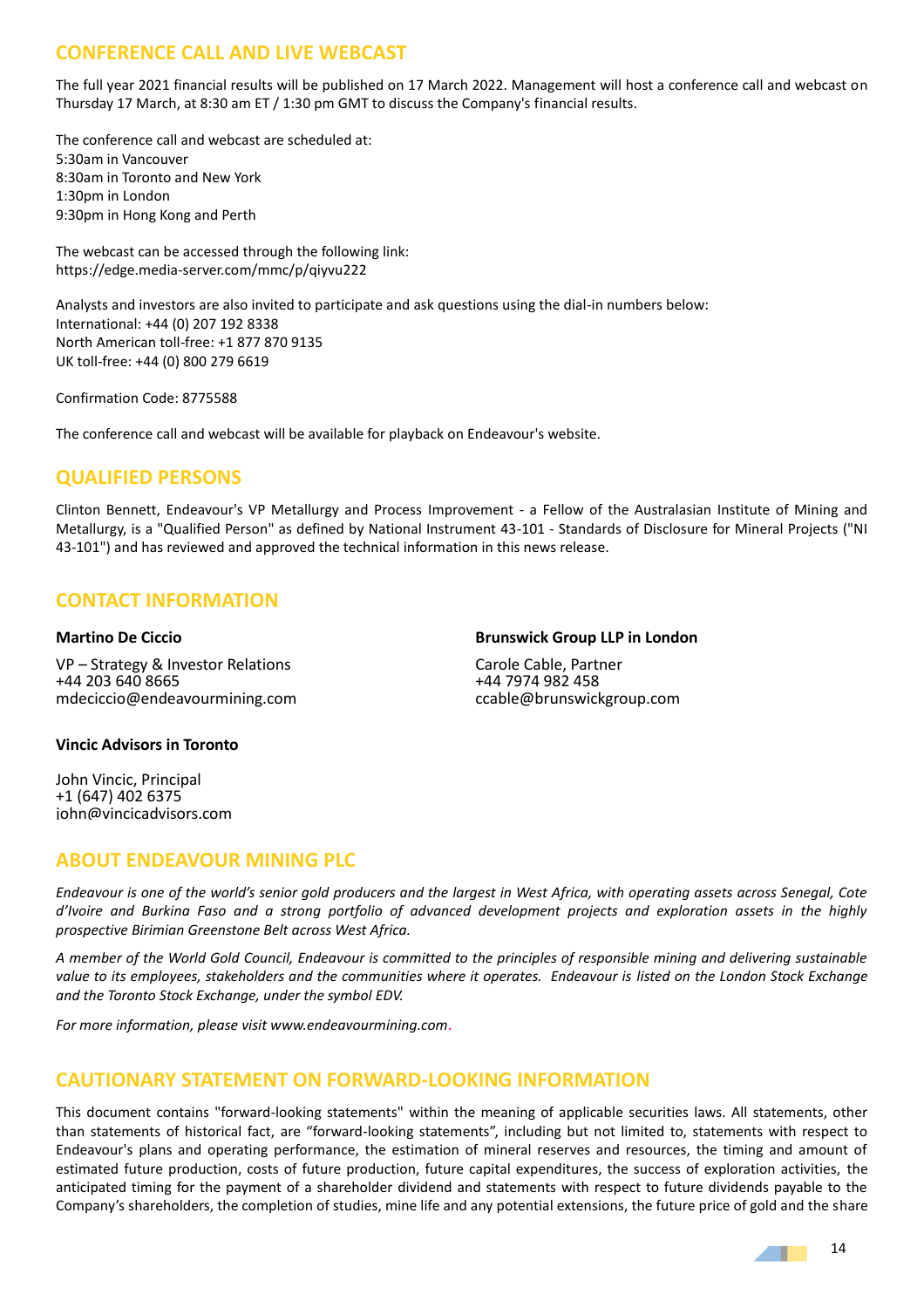## CONFERENCE CALL AND LIVE WEBCAST

The full year 2021 financial results will be published on 17 March 2022. Management will host a conference call and webcast on Thursday 17 March, at 8:30 am ET / 1:30 pm GMT to discuss the Company's financial results.

The conference call and webcast are scheduled at:
5:30am in Vancouver
8:30am in Toronto and New York
1:30pm in London
9:30pm in Hong Kong and Perth

The webcast can be accessed through the following link:
https://edge.media-server.com/mmc/p/qiyvu222

Analysts and investors are also invited to participate and ask questions using the dial-in numbers below:
International: +44 (0) 207 192 8338
North American toll-free: +1 877 870 9135
UK toll-free: +44 (0) 800 279 6619

Confirmation Code: 8775588

The conference call and webcast will be available for playback on Endeavour's website.

## QUALIFIED PERSONS

Clinton Bennett, Endeavour's VP Metallurgy and Process Improvement - a Fellow of the Australasian Institute of Mining and Metallurgy, is a "Qualified Person" as defined by National Instrument 43-101 - Standards of Disclosure for Mineral Projects ("NI 43-101") and has reviewed and approved the technical information in this news release.

## CONTACT INFORMATION

**Martino De Ciccio**

VP – Strategy & Investor Relations
+44 203 640 8665
mdeciccio@endeavourmining.com

**Brunswick Group LLP in London**

Carole Cable, Partner
+44 7974 982 458
ccable@brunswickgroup.com

**Vincic Advisors in Toronto**

John Vincic, Principal
+1 (647) 402 6375
john@vincicadvisors.com

## ABOUT ENDEAVOUR MINING PLC

*Endeavour is one of the world's senior gold producers and the largest in West Africa, with operating assets across Senegal, Cote d'Ivoire and Burkina Faso and a strong portfolio of advanced development projects and exploration assets in the highly prospective Birimian Greenstone Belt across West Africa.*

*A member of the World Gold Council, Endeavour is committed to the principles of responsible mining and delivering sustainable value to its employees, stakeholders and the communities where it operates. Endeavour is listed on the London Stock Exchange and the Toronto Stock Exchange, under the symbol EDV.*

*For more information, please visit www.endeavourmining.com.*

## CAUTIONARY STATEMENT ON FORWARD-LOOKING INFORMATION

This document contains "forward-looking statements" within the meaning of applicable securities laws. All statements, other than statements of historical fact, are "forward-looking statements", including but not limited to, statements with respect to Endeavour's plans and operating performance, the estimation of mineral reserves and resources, the timing and amount of estimated future production, costs of future production, future capital expenditures, the success of exploration activities, the anticipated timing for the payment of a shareholder dividend and statements with respect to future dividends payable to the Company's shareholders, the completion of studies, mine life and any potential extensions, the future price of gold and the share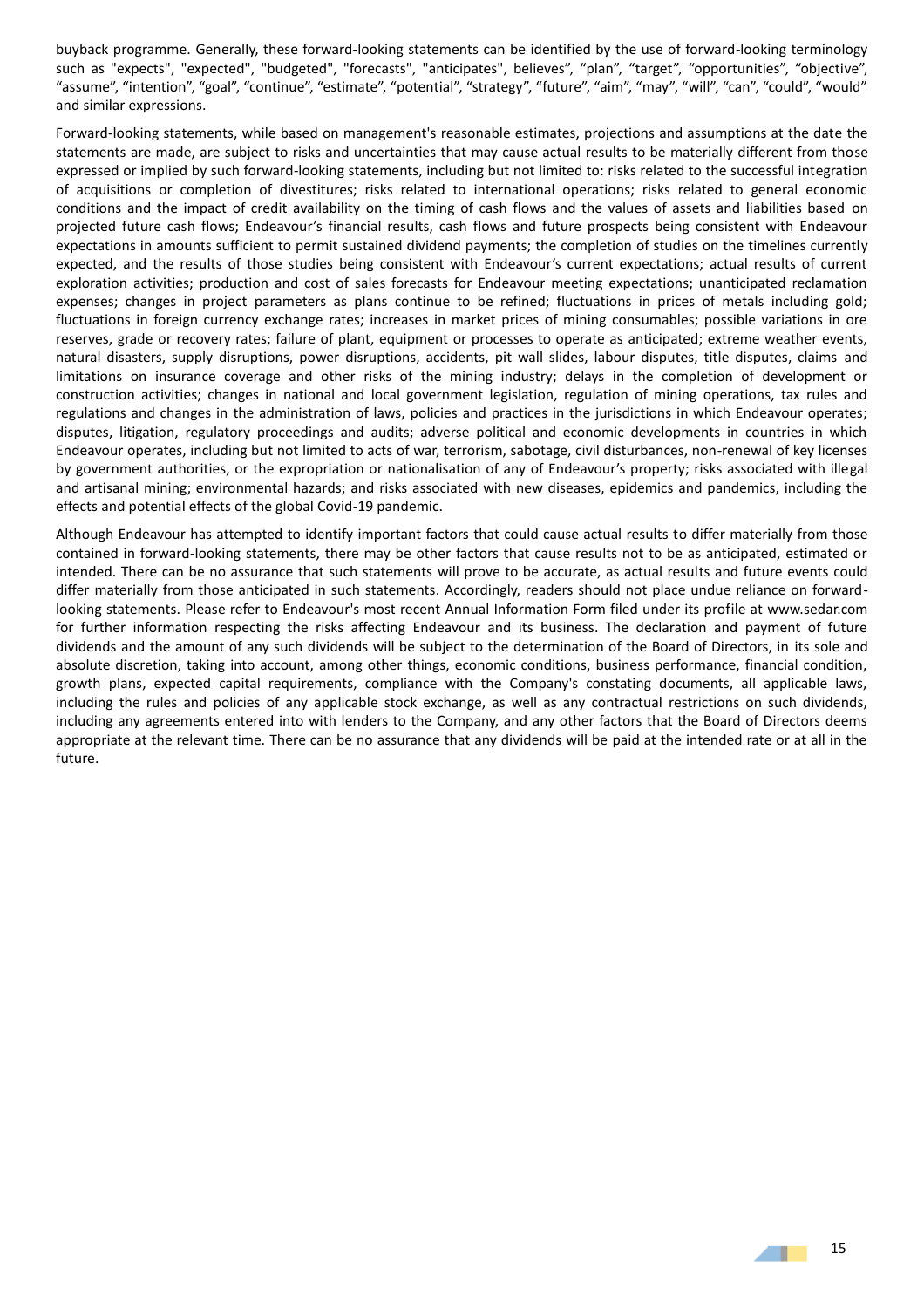buyback programme. Generally, these forward-looking statements can be identified by the use of forward-looking terminology such as "expects", "expected", "budgeted", "forecasts", "anticipates", believes", "plan", "target", "opportunities", "objective", "assume", "intention", "goal", "continue", "estimate", "potential", "strategy", "future", "aim", "may", "will", "can", "could", "would" and similar expressions.

Forward-looking statements, while based on management's reasonable estimates, projections and assumptions at the date the statements are made, are subject to risks and uncertainties that may cause actual results to be materially different from those expressed or implied by such forward-looking statements, including but not limited to: risks related to the successful integration of acquisitions or completion of divestitures; risks related to international operations; risks related to general economic conditions and the impact of credit availability on the timing of cash flows and the values of assets and liabilities based on projected future cash flows; Endeavour's financial results, cash flows and future prospects being consistent with Endeavour expectations in amounts sufficient to permit sustained dividend payments; the completion of studies on the timelines currently expected, and the results of those studies being consistent with Endeavour's current expectations; actual results of current exploration activities; production and cost of sales forecasts for Endeavour meeting expectations; unanticipated reclamation expenses; changes in project parameters as plans continue to be refined; fluctuations in prices of metals including gold; fluctuations in foreign currency exchange rates; increases in market prices of mining consumables; possible variations in ore reserves, grade or recovery rates; failure of plant, equipment or processes to operate as anticipated; extreme weather events, natural disasters, supply disruptions, power disruptions, accidents, pit wall slides, labour disputes, title disputes, claims and limitations on insurance coverage and other risks of the mining industry; delays in the completion of development or construction activities; changes in national and local government legislation, regulation of mining operations, tax rules and regulations and changes in the administration of laws, policies and practices in the jurisdictions in which Endeavour operates; disputes, litigation, regulatory proceedings and audits; adverse political and economic developments in countries in which Endeavour operates, including but not limited to acts of war, terrorism, sabotage, civil disturbances, non-renewal of key licenses by government authorities, or the expropriation or nationalisation of any of Endeavour's property; risks associated with illegal and artisanal mining; environmental hazards; and risks associated with new diseases, epidemics and pandemics, including the effects and potential effects of the global Covid-19 pandemic.

Although Endeavour has attempted to identify important factors that could cause actual results to differ materially from those contained in forward-looking statements, there may be other factors that cause results not to be as anticipated, estimated or intended. There can be no assurance that such statements will prove to be accurate, as actual results and future events could differ materially from those anticipated in such statements. Accordingly, readers should not place undue reliance on forward-looking statements. Please refer to Endeavour's most recent Annual Information Form filed under its profile at www.sedar.com for further information respecting the risks affecting Endeavour and its business. The declaration and payment of future dividends and the amount of any such dividends will be subject to the determination of the Board of Directors, in its sole and absolute discretion, taking into account, among other things, economic conditions, business performance, financial condition, growth plans, expected capital requirements, compliance with the Company's constating documents, all applicable laws, including the rules and policies of any applicable stock exchange, as well as any contractual restrictions on such dividends, including any agreements entered into with lenders to the Company, and any other factors that the Board of Directors deems appropriate at the relevant time. There can be no assurance that any dividends will be paid at the intended rate or at all in the future.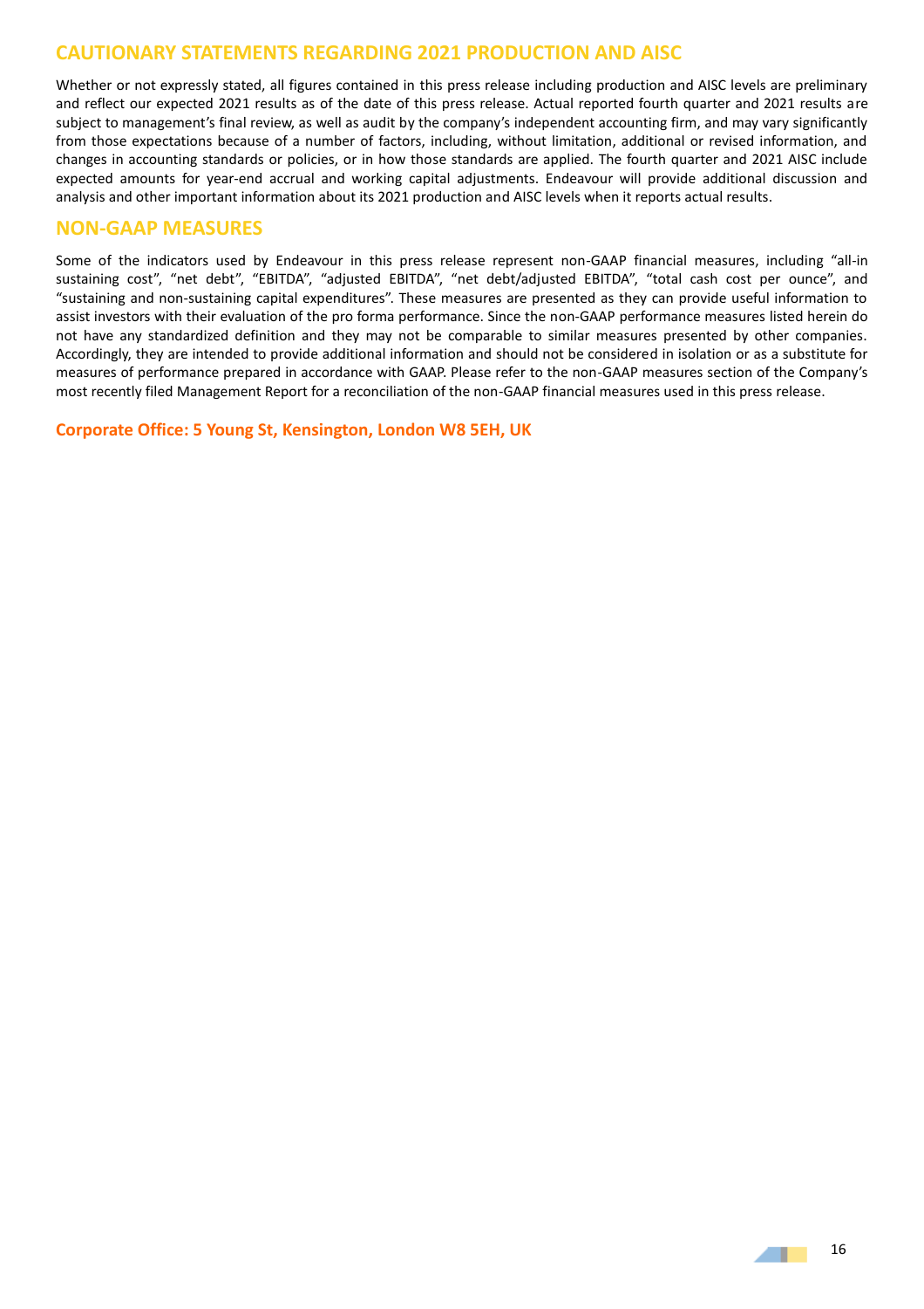## CAUTIONARY STATEMENTS REGARDING 2021 PRODUCTION AND AISC

Whether or not expressly stated, all figures contained in this press release including production and AISC levels are preliminary and reflect our expected 2021 results as of the date of this press release. Actual reported fourth quarter and 2021 results are subject to management's final review, as well as audit by the company's independent accounting firm, and may vary significantly from those expectations because of a number of factors, including, without limitation, additional or revised information, and changes in accounting standards or policies, or in how those standards are applied. The fourth quarter and 2021 AISC include expected amounts for year-end accrual and working capital adjustments. Endeavour will provide additional discussion and analysis and other important information about its 2021 production and AISC levels when it reports actual results.

## NON-GAAP MEASURES

Some of the indicators used by Endeavour in this press release represent non-GAAP financial measures, including "all-in sustaining cost", "net debt", "EBITDA", "adjusted EBITDA", "net debt/adjusted EBITDA", "total cash cost per ounce", and "sustaining and non-sustaining capital expenditures". These measures are presented as they can provide useful information to assist investors with their evaluation of the pro forma performance. Since the non-GAAP performance measures listed herein do not have any standardized definition and they may not be comparable to similar measures presented by other companies. Accordingly, they are intended to provide additional information and should not be considered in isolation or as a substitute for measures of performance prepared in accordance with GAAP. Please refer to the non-GAAP measures section of the Company's most recently filed Management Report for a reconciliation of the non-GAAP financial measures used in this press release.

**Corporate Office: 5 Young St, Kensington, London W8 5EH, UK**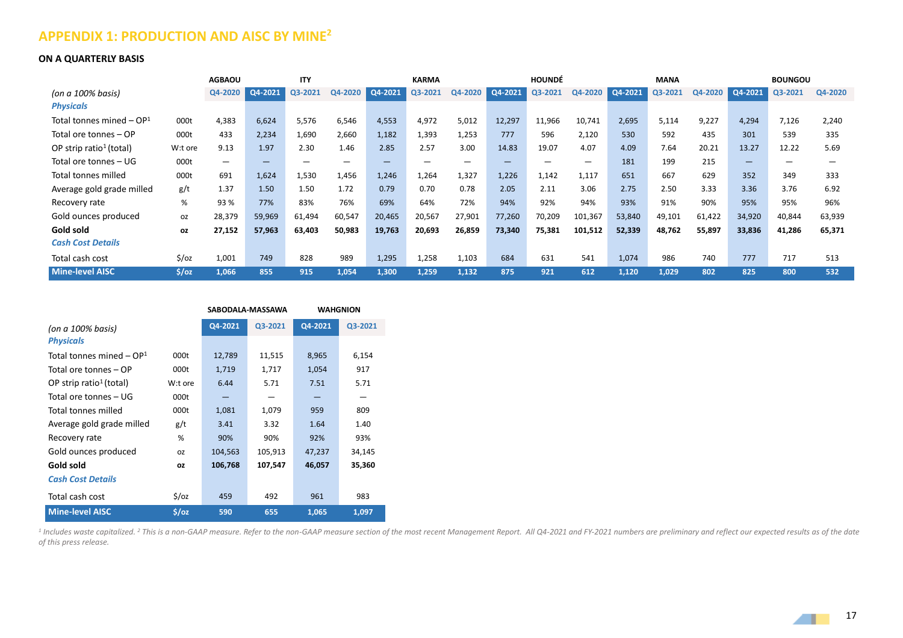## APPENDIX 1: PRODUCTION AND AISC BY MINE[2]

### ON A QUARTERLY BASIS

| | | AGBAOU | ITY | | | KARMA | | | HOUNDÉ | | | MANA | | | BOUNGOU | | |
|---|---|---|---|---|---|---|---|---|---|---|---|---|---|---|---|---|---|
| *(on a 100% basis)* | | Q4-2020 | Q4-2021 | Q3-2021 | Q4-2020 | Q4-2021 | Q3-2021 | Q4-2020 | Q4-2021 | Q3-2021 | Q4-2020 | Q4-2021 | Q3-2021 | Q4-2020 | Q4-2021 | Q3-2021 | Q4-2020 |
| ***Physicals*** | | | | | | | | | | | | | | | | | |
| Total tonnes mined – OP[1] | 000t | 4,383 | 6,624 | 5,576 | 6,546 | 4,553 | 4,972 | 5,012 | 12,297 | 11,966 | 10,741 | 2,695 | 5,114 | 9,227 | 4,294 | 7,126 | 2,240 |
| Total ore tonnes – OP | 000t | 433 | 2,234 | 1,690 | 2,660 | 1,182 | 1,393 | 1,253 | 777 | 596 | 2,120 | 530 | 592 | 435 | 301 | 539 | 335 |
| OP strip ratio[1] (total) | W:t ore | 9.13 | 1.97 | 2.30 | 1.46 | 2.85 | 2.57 | 3.00 | 14.83 | 19.07 | 4.07 | 4.09 | 7.64 | 20.21 | 13.27 | 12.22 | 5.69 |
| Total ore tonnes – UG | 000t | — | — | — | — | — | — | — | — | — | — | 181 | 199 | 215 | — | — | — |
| Total tonnes milled | 000t | 691 | 1,624 | 1,530 | 1,456 | 1,246 | 1,264 | 1,327 | 1,226 | 1,142 | 1,117 | 651 | 667 | 629 | 352 | 349 | 333 |
| Average gold grade milled | g/t | 1.37 | 1.50 | 1.50 | 1.72 | 0.79 | 0.70 | 0.78 | 2.05 | 2.11 | 3.06 | 2.75 | 2.50 | 3.33 | 3.36 | 3.76 | 6.92 |
| Recovery rate | % | 93 % | 77% | 83% | 76% | 69% | 64% | 72% | 94% | 92% | 94% | 93% | 91% | 90% | 95% | 95% | 96% |
| Gold ounces produced | oz | 28,379 | 59,969 | 61,494 | 60,547 | 20,465 | 20,567 | 27,901 | 77,260 | 70,209 | 101,367 | 53,840 | 49,101 | 61,422 | 34,920 | 40,844 | 63,939 |
| **Gold sold** | **oz** | **27,152** | **57,963** | **63,403** | **50,983** | **19,763** | **20,693** | **26,859** | **73,340** | **75,381** | **101,512** | **52,339** | **48,762** | **55,897** | **33,836** | **41,286** | **65,371** |
| ***Cash Cost Details*** | | | | | | | | | | | | | | | | | |
| Total cash cost | $/oz | 1,001 | 749 | 828 | 989 | 1,295 | 1,258 | 1,103 | 684 | 631 | 541 | 1,074 | 986 | 740 | 777 | 717 | 513 |
| **Mine-level AISC** | **$/oz** | **1,066** | **855** | **915** | **1,054** | **1,300** | **1,259** | **1,132** | **875** | **921** | **612** | **1,120** | **1,029** | **802** | **825** | **800** | **532** |

| | | SABODALA-MASSAWA | | WAHGNION | |
|---|---|---|---|---|---|
| *(on a 100% basis)* | | Q4-2021 | Q3-2021 | Q4-2021 | Q3-2021 |
| ***Physicals*** | | | | | |
| Total tonnes mined – OP[1] | 000t | 12,789 | 11,515 | 8,965 | 6,154 |
| Total ore tonnes – OP | 000t | 1,719 | 1,717 | 1,054 | 917 |
| OP strip ratio[1] (total) | W:t ore | 6.44 | 5.71 | 7.51 | 5.71 |
| Total ore tonnes – UG | 000t | — | — | — | — |
| Total tonnes milled | 000t | 1,081 | 1,079 | 959 | 809 |
| Average gold grade milled | g/t | 3.41 | 3.32 | 1.64 | 1.40 |
| Recovery rate | % | 90% | 90% | 92% | 93% |
| Gold ounces produced | oz | 104,563 | 105,913 | 47,237 | 34,145 |
| **Gold sold** | **oz** | **106,768** | **107,547** | **46,057** | **35,360** |
| ***Cash Cost Details*** | | | | | |
| Total cash cost | $/oz | 459 | 492 | 961 | 983 |
| **Mine-level AISC** | **$/oz** | **590** | **655** | **1,065** | **1,097** |

*[1] Includes waste capitalized. [2] This is a non-GAAP measure. Refer to the non-GAAP measure section of the most recent Management Report. All Q4-2021 and FY-2021 numbers are preliminary and reflect our expected results as of the date of this press release.*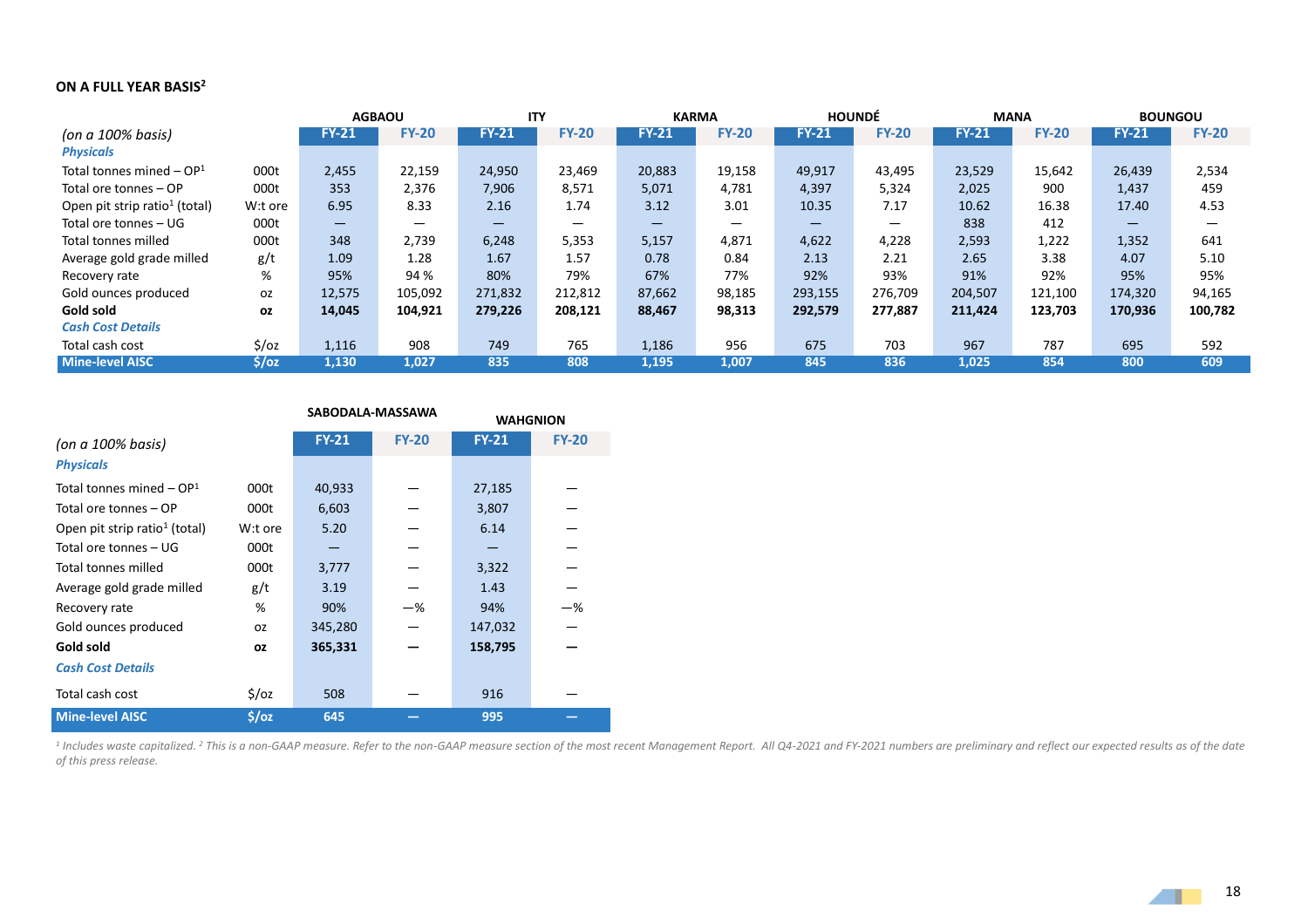**ON A FULL YEAR BASIS[2]**

| (on a 100% basis) | | AGBAOU | | ITY | | KARMA | | HOUNDÉ | | MANA | | BOUNGOU | |
|---|---|---|---|---|---|---|---|---|---|---|---|---|---|
| | | FY-21 | FY-20 | FY-21 | FY-20 | FY-21 | FY-20 | FY-21 | FY-20 | FY-21 | FY-20 | FY-21 | FY-20 |
| ***Physicals*** | | | | | | | | | | | | | |
| Total tonnes mined – OP[1] | 000t | 2,455 | 22,159 | 24,950 | 23,469 | 20,883 | 19,158 | 49,917 | 43,495 | 23,529 | 15,642 | 26,439 | 2,534 |
| Total ore tonnes – OP | 000t | 353 | 2,376 | 7,906 | 8,571 | 5,071 | 4,781 | 4,397 | 5,324 | 2,025 | 900 | 1,437 | 459 |
| Open pit strip ratio[1] (total) | W:t ore | 6.95 | 8.33 | 2.16 | 1.74 | 3.12 | 3.01 | 10.35 | 7.17 | 10.62 | 16.38 | 17.40 | 4.53 |
| Total ore tonnes – UG | 000t | — | — | — | — | — | — | — | — | 838 | 412 | — | — |
| Total tonnes milled | 000t | 348 | 2,739 | 6,248 | 5,353 | 5,157 | 4,871 | 4,622 | 4,228 | 2,593 | 1,222 | 1,352 | 641 |
| Average gold grade milled | g/t | 1.09 | 1.28 | 1.67 | 1.57 | 0.78 | 0.84 | 2.13 | 2.21 | 2.65 | 3.38 | 4.07 | 5.10 |
| Recovery rate | % | 95% | 94 % | 80% | 79% | 67% | 77% | 92% | 93% | 91% | 92% | 95% | 95% |
| Gold ounces produced | oz | 12,575 | 105,092 | 271,832 | 212,812 | 87,662 | 98,185 | 293,155 | 276,709 | 204,507 | 121,100 | 174,320 | 94,165 |
| **Gold sold** | **oz** | **14,045** | **104,921** | **279,226** | **208,121** | **88,467** | **98,313** | **292,579** | **277,887** | **211,424** | **123,703** | **170,936** | **100,782** |
| ***Cash Cost Details*** | | | | | | | | | | | | | |
| Total cash cost | $/oz | 1,116 | 908 | 749 | 765 | 1,186 | 956 | 675 | 703 | 967 | 787 | 695 | 592 |
| **Mine-level AISC** | **$/oz** | **1,130** | **1,027** | **835** | **808** | **1,195** | **1,007** | **845** | **836** | **1,025** | **854** | **800** | **609** |

| (on a 100% basis) | | SABODALA-MASSAWA | | WAHGNION | |
|---|---|---|---|---|---|
| | | FY-21 | FY-20 | FY-21 | FY-20 |
| ***Physicals*** | | | | | |
| Total tonnes mined – OP[1] | 000t | 40,933 | — | 27,185 | — |
| Total ore tonnes – OP | 000t | 6,603 | — | 3,807 | — |
| Open pit strip ratio[1] (total) | W:t ore | 5.20 | — | 6.14 | — |
| Total ore tonnes – UG | 000t | — | — | — | — |
| Total tonnes milled | 000t | 3,777 | — | 3,322 | — |
| Average gold grade milled | g/t | 3.19 | — | 1.43 | — |
| Recovery rate | % | 90% | —% | 94% | —% |
| Gold ounces produced | oz | 345,280 | — | 147,032 | — |
| **Gold sold** | **oz** | **365,331** | **—** | **158,795** | **—** |
| ***Cash Cost Details*** | | | | | |
| Total cash cost | $/oz | 508 | — | 916 | — |
| **Mine-level AISC** | **$/oz** | **645** | **—** | **995** | **—** |

*[1] Includes waste capitalized. [2] This is a non-GAAP measure. Refer to the non-GAAP measure section of the most recent Management Report. All Q4-2021 and FY-2021 numbers are preliminary and reflect our expected results as of the date of this press release.*